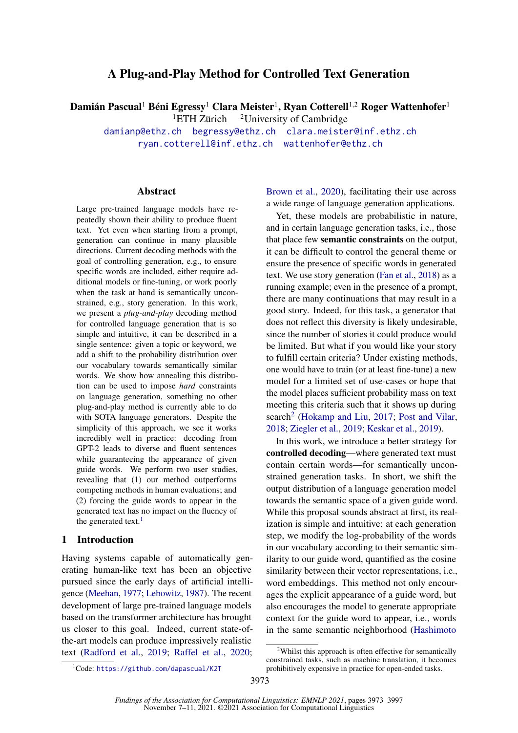# A Plug-and-Play Method for Controlled Text Generation

**Damián Pascual**[1] **Béni Egressy**[1] **Clara Meister**[1], **Ryan Cotterell**[1,2] **Roger Wattenhofer**[1]

[1]ETH Zürich [2]University of Cambridge

damianp@ethz.ch begressy@ethz.ch clara.meister@inf.ethz.ch
ryan.cotterell@inf.ethz.ch wattenhofer@ethz.ch

## Abstract

Large pre-trained language models have repeatedly shown their ability to produce fluent text. Yet even when starting from a prompt, generation can continue in many plausible directions. Current decoding methods with the goal of controlling generation, e.g., to ensure specific words are included, either require additional models or fine-tuning, or work poorly when the task at hand is semantically unconstrained, e.g., story generation. In this work, we present a *plug-and-play* decoding method for controlled language generation that is so simple and intuitive, it can be described in a single sentence: given a topic or keyword, we add a shift to the probability distribution over our vocabulary towards semantically similar words. We show how annealing this distribution can be used to impose *hard* constraints on language generation, something no other plug-and-play method is currently able to do with SOTA language generators. Despite the simplicity of this approach, we see it works incredibly well in practice: decoding from GPT-2 leads to diverse and fluent sentences while guaranteeing the appearance of given guide words. We perform two user studies, revealing that (1) our method outperforms competing methods in human evaluations; and (2) forcing the guide words to appear in the generated text has no impact on the fluency of the generated text.[1]

## 1 Introduction

Having systems capable of automatically generating human-like text has been an objective pursued since the early days of artificial intelligence (Meehan, 1977; Lebowitz, 1987). The recent development of large pre-trained language models based on the transformer architecture has brought us closer to this goal. Indeed, current state-of-the-art models can produce impressively realistic text (Radford et al., 2019; Raffel et al., 2020; Brown et al., 2020), facilitating their use across a wide range of language generation applications.

Yet, these models are probabilistic in nature, and in certain language generation tasks, i.e., those that place few **semantic constraints** on the output, it can be difficult to control the general theme or ensure the presence of specific words in generated text. We use story generation (Fan et al., 2018) as a running example; even in the presence of a prompt, there are many continuations that may result in a good story. Indeed, for this task, a generator that does not reflect this diversity is likely undesirable, since the number of stories it could produce would be limited. But what if you would like your story to fulfill certain criteria? Under existing methods, one would have to train (or at least fine-tune) a new model for a limited set of use-cases or hope that the model places sufficient probability mass on text meeting this criteria such that it shows up during search[2] (Hokamp and Liu, 2017; Post and Vilar, 2018; Ziegler et al., 2019; Keskar et al., 2019).

In this work, we introduce a better strategy for **controlled decoding**—where generated text must contain certain words—for semantically unconstrained generation tasks. In short, we shift the output distribution of a language generation model towards the semantic space of a given guide word. While this proposal sounds abstract at first, its realization is simple and intuitive: at each generation step, we modify the log-probability of the words in our vocabulary according to their semantic similarity to our guide word, quantified as the cosine similarity between their vector representations, i.e., word embeddings. This method not only encourages the explicit appearance of a guide word, but also encourages the model to generate appropriate context for the guide word to appear, i.e., words in the same semantic neighborhood (Hashimoto

[1]Code: https://github.com/dapascual/K2T

[2]Whilst this approach is often effective for semantically constrained tasks, such as machine translation, it becomes prohibitively expensive in practice for open-ended tasks.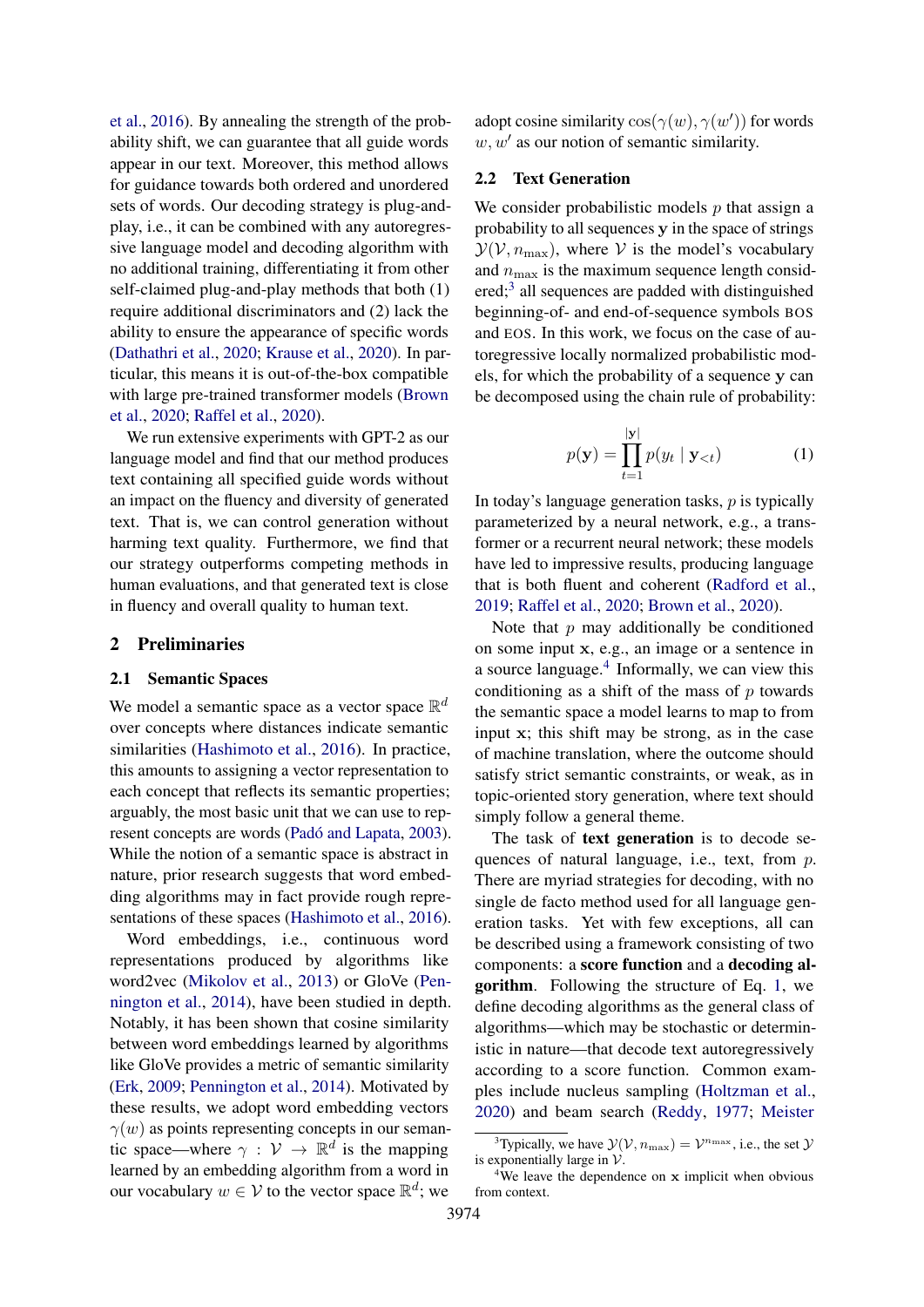et al., 2016). By annealing the strength of the probability shift, we can guarantee that all guide words appear in our text. Moreover, this method allows for guidance towards both ordered and unordered sets of words. Our decoding strategy is plug-and-play, i.e., it can be combined with any autoregressive language model and decoding algorithm with no additional training, differentiating it from other self-claimed plug-and-play methods that both (1) require additional discriminators and (2) lack the ability to ensure the appearance of specific words (Dathathri et al., 2020; Krause et al., 2020). In particular, this means it is out-of-the-box compatible with large pre-trained transformer models (Brown et al., 2020; Raffel et al., 2020).

We run extensive experiments with GPT-2 as our language model and find that our method produces text containing all specified guide words without an impact on the fluency and diversity of generated text. That is, we can control generation without harming text quality. Furthermore, we find that our strategy outperforms competing methods in human evaluations, and that generated text is close in fluency and overall quality to human text.

## 2 Preliminaries

### 2.1 Semantic Spaces

We model a semantic space as a vector space $\mathbb{R}^d$ over concepts where distances indicate semantic similarities (Hashimoto et al., 2016). In practice, this amounts to assigning a vector representation to each concept that reflects its semantic properties; arguably, the most basic unit that we can use to represent concepts are words (Padó and Lapata, 2003). While the notion of a semantic space is abstract in nature, prior research suggests that word embedding algorithms may in fact provide rough representations of these spaces (Hashimoto et al., 2016).

Word embeddings, i.e., continuous word representations produced by algorithms like word2vec (Mikolov et al., 2013) or GloVe (Pennington et al., 2014), have been studied in depth. Notably, it has been shown that cosine similarity between word embeddings learned by algorithms like GloVe provides a metric of semantic similarity (Erk, 2009; Pennington et al., 2014). Motivated by these results, we adopt word embedding vectors $\gamma(w)$ as points representing concepts in our semantic space—where $\gamma : \mathcal{V} \to \mathbb{R}^d$ is the mapping learned by an embedding algorithm from a word in our vocabulary $w \in \mathcal{V}$ to the vector space $\mathbb{R}^d$; we adopt cosine similarity $\cos(\gamma(w), \gamma(w'))$ for words $w, w'$ as our notion of semantic similarity.

### 2.2 Text Generation

We consider probabilistic models $p$ that assign a probability to all sequences $\mathbf{y}$ in the space of strings $\mathcal{Y}(\mathcal{V}, n_{\max})$, where $\mathcal{V}$ is the model's vocabulary and $n_{\max}$ is the maximum sequence length considered;[3] all sequences are padded with distinguished beginning-of- and end-of-sequence symbols BOS and EOS. In this work, we focus on the case of autoregressive locally normalized probabilistic models, for which the probability of a sequence $\mathbf{y}$ can be decomposed using the chain rule of probability:

$$p(\mathbf{y}) = \prod_{t=1}^{|\mathbf{y}|} p(y_t \mid \mathbf{y}_{<t}) \tag{1}$$

In today's language generation tasks, $p$ is typically parameterized by a neural network, e.g., a transformer or a recurrent neural network; these models have led to impressive results, producing language that is both fluent and coherent (Radford et al., 2019; Raffel et al., 2020; Brown et al., 2020).

Note that $p$ may additionally be conditioned on some input $\mathbf{x}$, e.g., an image or a sentence in a source language.[4] Informally, we can view this conditioning as a shift of the mass of $p$ towards the semantic space a model learns to map to from input $\mathbf{x}$; this shift may be strong, as in the case of machine translation, where the outcome should satisfy strict semantic constraints, or weak, as in topic-oriented story generation, where text should simply follow a general theme.

The task of **text generation** is to decode sequences of natural language, i.e., text, from $p$. There are myriad strategies for decoding, with no single de facto method used for all language generation tasks. Yet with few exceptions, all can be described using a framework consisting of two components: a **score function** and a **decoding algorithm**. Following the structure of Eq. 1, we define decoding algorithms as the general class of algorithms—which may be stochastic or deterministic in nature—that decode text autoregressively according to a score function. Common examples include nucleus sampling (Holtzman et al., 2020) and beam search (Reddy, 1977; Meister

[3] Typically, we have $\mathcal{Y}(\mathcal{V}, n_{\max}) = \mathcal{V}^{n_{\max}}$, i.e., the set $\mathcal{Y}$ is exponentially large in $\mathcal{V}$.

[4] We leave the dependence on $\mathbf{x}$ implicit when obvious from context.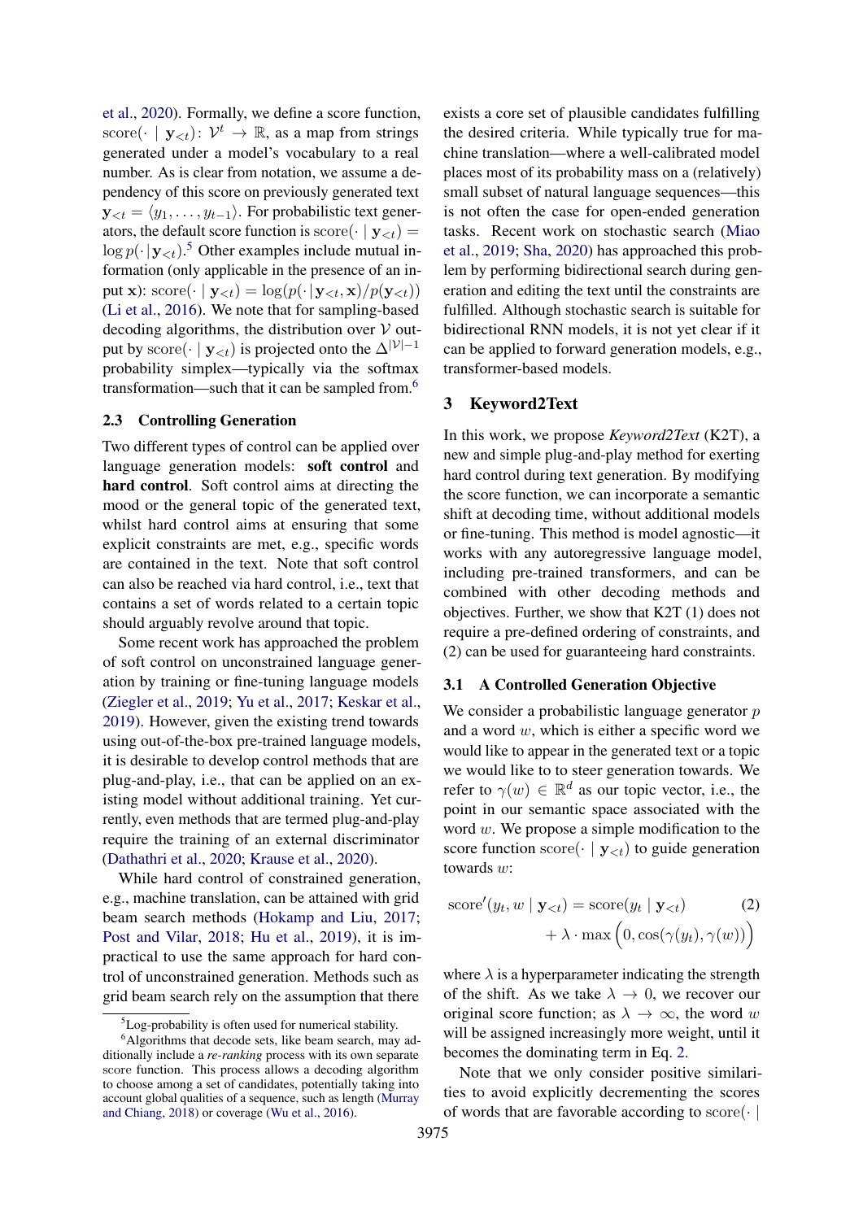et al., 2020). Formally, we define a score function, $\text{score}(\cdot \mid \mathbf{y}_{<t})\colon \mathcal{V}^t \rightarrow \mathbb{R}$, as a map from strings generated under a model's vocabulary to a real number. As is clear from notation, we assume a dependency of this score on previously generated text $\mathbf{y}_{<t} = \langle y_1, \ldots, y_{t-1} \rangle$. For probabilistic text generators, the default score function is $\text{score}(\cdot \mid \mathbf{y}_{<t}) = \log p(\cdot \mid \mathbf{y}_{<t})$.[5] Other examples include mutual information (only applicable in the presence of an input $\mathbf{x}$): $\text{score}(\cdot \mid \mathbf{y}_{<t}) = \log(p(\cdot \mid \mathbf{y}_{<t}, \mathbf{x})/p(\mathbf{y}_{<t}))$ (Li et al., 2016). We note that for sampling-based decoding algorithms, the distribution over $\mathcal{V}$ output by $\text{score}(\cdot \mid \mathbf{y}_{<t})$ is projected onto the $\Delta^{|\mathcal{V}|-1}$ probability simplex—typically via the softmax transformation—such that it can be sampled from.[6]

### 2.3 Controlling Generation

Two different types of control can be applied over language generation models: **soft control** and **hard control**. Soft control aims at directing the mood or the general topic of the generated text, whilst hard control aims at ensuring that some explicit constraints are met, e.g., specific words are contained in the text. Note that soft control can also be reached via hard control, i.e., text that contains a set of words related to a certain topic should arguably revolve around that topic.

Some recent work has approached the problem of soft control on unconstrained language generation by training or fine-tuning language models (Ziegler et al., 2019; Yu et al., 2017; Keskar et al., 2019). However, given the existing trend towards using out-of-the-box pre-trained language models, it is desirable to develop control methods that are plug-and-play, i.e., that can be applied on an existing model without additional training. Yet currently, even methods that are termed plug-and-play require the training of an external discriminator (Dathathri et al., 2020; Krause et al., 2020).

While hard control of constrained generation, e.g., machine translation, can be attained with grid beam search methods (Hokamp and Liu, 2017; Post and Vilar, 2018; Hu et al., 2019), it is impractical to use the same approach for hard control of unconstrained generation. Methods such as grid beam search rely on the assumption that there exists a core set of plausible candidates fulfilling the desired criteria. While typically true for machine translation—where a well-calibrated model places most of its probability mass on a (relatively) small subset of natural language sequences—this is not often the case for open-ended generation tasks. Recent work on stochastic search (Miao et al., 2019; Sha, 2020) has approached this problem by performing bidirectional search during generation and editing the text until the constraints are fulfilled. Although stochastic search is suitable for bidirectional RNN models, it is not yet clear if it can be applied to forward generation models, e.g., transformer-based models.

## 3 Keyword2Text

In this work, we propose *Keyword2Text* (K2T), a new and simple plug-and-play method for exerting hard control during text generation. By modifying the score function, we can incorporate a semantic shift at decoding time, without additional models or fine-tuning. This method is model agnostic—it works with any autoregressive language model, including pre-trained transformers, and can be combined with other decoding methods and objectives. Further, we show that K2T (1) does not require a pre-defined ordering of constraints, and (2) can be used for guaranteeing hard constraints.

### 3.1 A Controlled Generation Objective

We consider a probabilistic language generator $p$ and a word $w$, which is either a specific word we would like to appear in the generated text or a topic we would like to to steer generation towards. We refer to $\gamma(w) \in \mathbb{R}^d$ as our topic vector, i.e., the point in our semantic space associated with the word $w$. We propose a simple modification to the score function $\text{score}(\cdot \mid \mathbf{y}_{<t})$ to guide generation towards $w$:

$$\text{score}'(y_t, w \mid \mathbf{y}_{<t}) = \text{score}(y_t \mid \mathbf{y}_{<t}) + \lambda \cdot \max\Big(0, \cos(\gamma(y_t), \gamma(w))\Big) \quad (2)$$

where $\lambda$ is a hyperparameter indicating the strength of the shift. As we take $\lambda \rightarrow 0$, we recover our original score function; as $\lambda \rightarrow \infty$, the word $w$ will be assigned increasingly more weight, until it becomes the dominating term in Eq. 2.

Note that we only consider positive similarities to avoid explicitly decrementing the scores of words that are favorable according to $\text{score}(\cdot \mid$

[5] Log-probability is often used for numerical stability.

[6] Algorithms that decode sets, like beam search, may additionally include a *re-ranking* process with its own separate score function. This process allows a decoding algorithm to choose among a set of candidates, potentially taking into account global qualities of a sequence, such as length (Murray and Chiang, 2018) or coverage (Wu et al., 2016).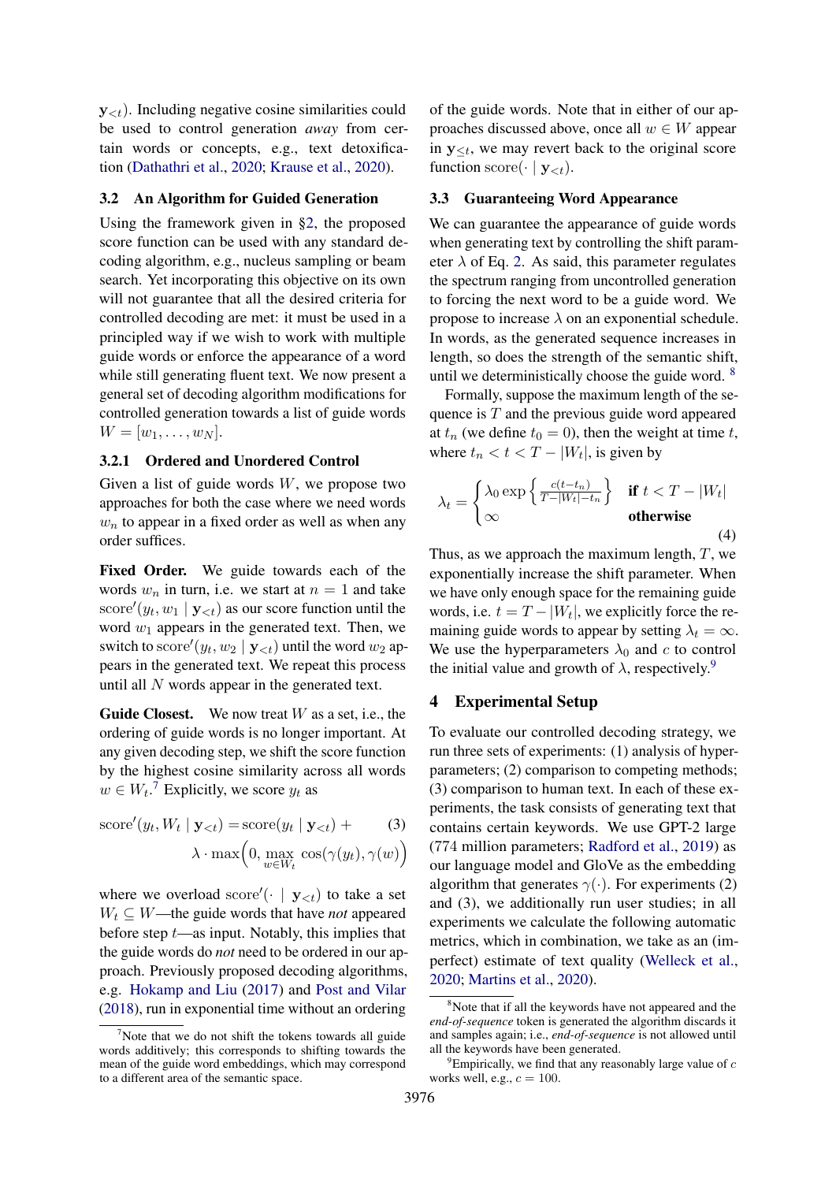$\mathbf{y}_{<t}$). Including negative cosine similarities could be used to control generation *away* from certain words or concepts, e.g., text detoxification (Dathathri et al., 2020; Krause et al., 2020).

### 3.2 An Algorithm for Guided Generation

Using the framework given in §2, the proposed score function can be used with any standard decoding algorithm, e.g., nucleus sampling or beam search. Yet incorporating this objective on its own will not guarantee that all the desired criteria for controlled decoding are met: it must be used in a principled way if we wish to work with multiple guide words or enforce the appearance of a word while still generating fluent text. We now present a general set of decoding algorithm modifications for controlled generation towards a list of guide words $W = [w_1, \ldots, w_N]$.

#### 3.2.1 Ordered and Unordered Control

Given a list of guide words $W$, we propose two approaches for both the case where we need words $w_n$ to appear in a fixed order as well as when any order suffices.

**Fixed Order.** We guide towards each of the words $w_n$ in turn, i.e. we start at $n = 1$ and take $\text{score}'(y_t, w_1 \mid \mathbf{y}_{<t})$ as our score function until the word $w_1$ appears in the generated text. Then, we switch to $\text{score}'(y_t, w_2 \mid \mathbf{y}_{<t})$ until the word $w_2$ appears in the generated text. We repeat this process until all $N$ words appear in the generated text.

**Guide Closest.** We now treat $W$ as a set, i.e., the ordering of guide words is no longer important. At any given decoding step, we shift the score function by the highest cosine similarity across all words $w \in W_t$.[7] Explicitly, we score $y_t$ as

$$\text{score}'(y_t, W_t \mid \mathbf{y}_{<t}) = \text{score}(y_t \mid \mathbf{y}_{<t}) + \lambda \cdot \max\Big(0, \max_{w \in W_t} \cos(\gamma(y_t), \gamma(w)\Big) \tag{3}$$

where we overload $\text{score}'(\cdot \mid \mathbf{y}_{<t})$ to take a set $W_t \subseteq W$—the guide words that have *not* appeared before step $t$—as input. Notably, this implies that the guide words do *not* need to be ordered in our approach. Previously proposed decoding algorithms, e.g. Hokamp and Liu (2017) and Post and Vilar (2018), run in exponential time without an ordering of the guide words. Note that in either of our approaches discussed above, once all $w \in W$ appear in $\mathbf{y}_{\leq t}$, we may revert back to the original score function $\text{score}(\cdot \mid \mathbf{y}_{<t})$.

### 3.3 Guaranteeing Word Appearance

We can guarantee the appearance of guide words when generating text by controlling the shift parameter $\lambda$ of Eq. 2. As said, this parameter regulates the spectrum ranging from uncontrolled generation to forcing the next word to be a guide word. We propose to increase $\lambda$ on an exponential schedule. In words, as the generated sequence increases in length, so does the strength of the semantic shift, until we deterministically choose the guide word.[8]

Formally, suppose the maximum length of the sequence is $T$ and the previous guide word appeared at $t_n$ (we define $t_0 = 0$), then the weight at time $t$, where $t_n < t < T - |W_t|$, is given by

$$\lambda_t = \begin{cases} \lambda_0 \exp\left\{\frac{c(t - t_n)}{T - |W_t| - t_n}\right\} & \textbf{if } t < T - |W_t| \\ \infty & \textbf{otherwise} \end{cases} \tag{4}$$

Thus, as we approach the maximum length, $T$, we exponentially increase the shift parameter. When we have only enough space for the remaining guide words, i.e. $t = T - |W_t|$, we explicitly force the remaining guide words to appear by setting $\lambda_t = \infty$. We use the hyperparameters $\lambda_0$ and $c$ to control the initial value and growth of $\lambda$, respectively.[9]

## 4 Experimental Setup

To evaluate our controlled decoding strategy, we run three sets of experiments: (1) analysis of hyperparameters; (2) comparison to competing methods; (3) comparison to human text. In each of these experiments, the task consists of generating text that contains certain keywords. We use GPT-2 large (774 million parameters; Radford et al., 2019) as our language model and GloVe as the embedding algorithm that generates $\gamma(\cdot)$. For experiments (2) and (3), we additionally run user studies; in all experiments we calculate the following automatic metrics, which in combination, we take as an (imperfect) estimate of text quality (Welleck et al., 2020; Martins et al., 2020).

[7] Note that we do not shift the tokens towards all guide words additively; this corresponds to shifting towards the mean of the guide word embeddings, which may correspond to a different area of the semantic space.

[8] Note that if all the keywords have not appeared and the *end-of-sequence* token is generated the algorithm discards it and samples again; i.e., *end-of-sequence* is not allowed until all the keywords have been generated.

[9] Empirically, we find that any reasonably large value of $c$ works well, e.g., $c = 100$.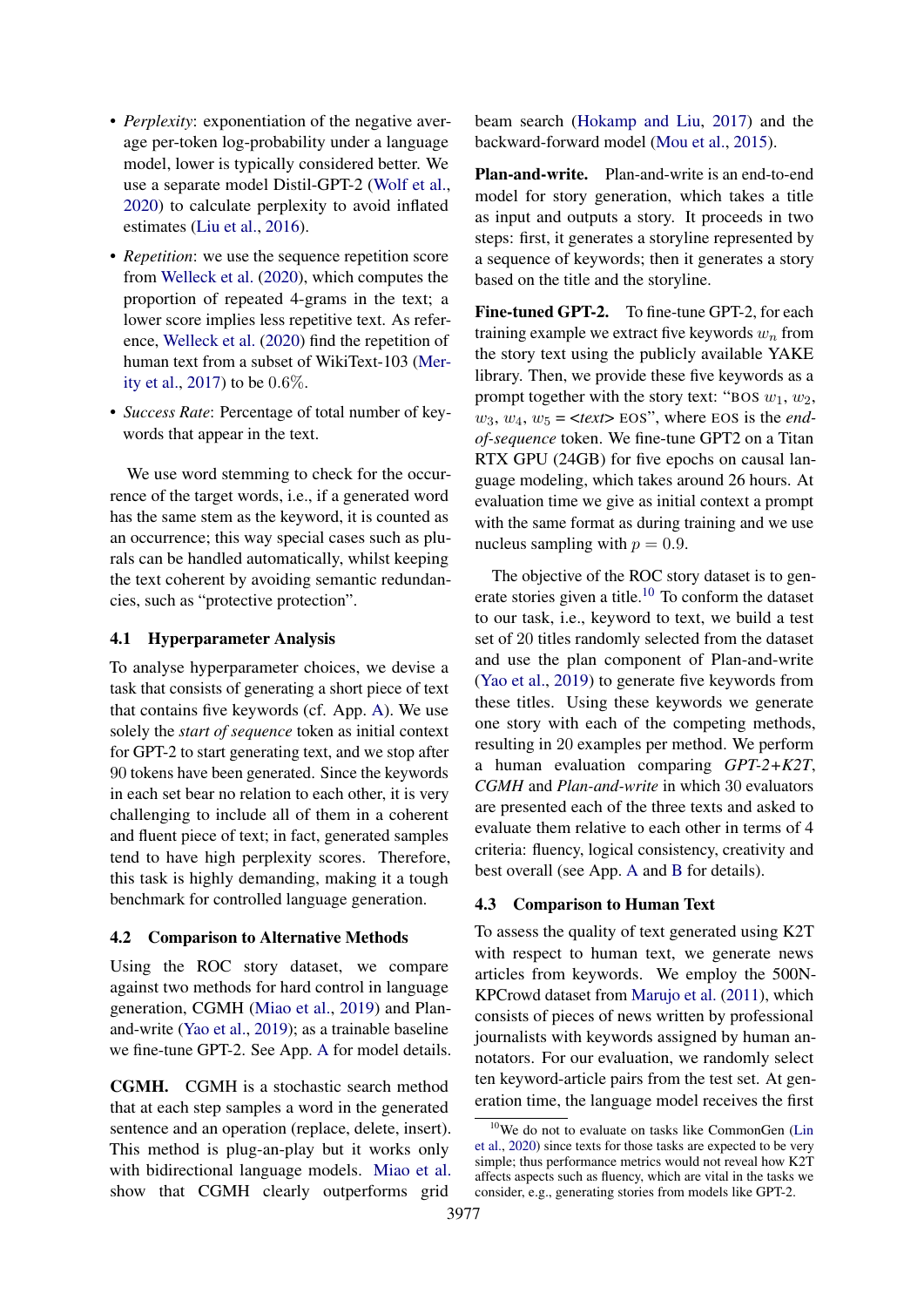- *Perplexity*: exponentiation of the negative average per-token log-probability under a language model, lower is typically considered better. We use a separate model Distil-GPT-2 (Wolf et al., 2020) to calculate perplexity to avoid inflated estimates (Liu et al., 2016).
- *Repetition*: we use the sequence repetition score from Welleck et al. (2020), which computes the proportion of repeated 4-grams in the text; a lower score implies less repetitive text. As reference, Welleck et al. (2020) find the repetition of human text from a subset of WikiText-103 (Merity et al., 2017) to be 0.6%.
- *Success Rate*: Percentage of total number of keywords that appear in the text.

We use word stemming to check for the occurrence of the target words, i.e., if a generated word has the same stem as the keyword, it is counted as an occurrence; this way special cases such as plurals can be handled automatically, whilst keeping the text coherent by avoiding semantic redundancies, such as "protective protection".

### 4.1 Hyperparameter Analysis

To analyse hyperparameter choices, we devise a task that consists of generating a short piece of text that contains five keywords (cf. App. A). We use solely the *start of sequence* token as initial context for GPT-2 to start generating text, and we stop after 90 tokens have been generated. Since the keywords in each set bear no relation to each other, it is very challenging to include all of them in a coherent and fluent piece of text; in fact, generated samples tend to have high perplexity scores. Therefore, this task is highly demanding, making it a tough benchmark for controlled language generation.

### 4.2 Comparison to Alternative Methods

Using the ROC story dataset, we compare against two methods for hard control in language generation, CGMH (Miao et al., 2019) and Plan-and-write (Yao et al., 2019); as a trainable baseline we fine-tune GPT-2. See App. A for model details.

**CGMH.** CGMH is a stochastic search method that at each step samples a word in the generated sentence and an operation (replace, delete, insert). This method is plug-an-play but it works only with bidirectional language models. Miao et al. show that CGMH clearly outperforms grid beam search (Hokamp and Liu, 2017) and the backward-forward model (Mou et al., 2015).

**Plan-and-write.** Plan-and-write is an end-to-end model for story generation, which takes a title as input and outputs a story. It proceeds in two steps: first, it generates a storyline represented by a sequence of keywords; then it generates a story based on the title and the storyline.

**Fine-tuned GPT-2.** To fine-tune GPT-2, for each training example we extract five keywords $w_n$ from the story text using the publicly available YAKE library. Then, we provide these five keywords as a prompt together with the story text: "BOS $w_1$, $w_2$, $w_3$, $w_4$, $w_5$ = *<text>* EOS", where EOS is the *end-of-sequence* token. We fine-tune GPT2 on a Titan RTX GPU (24GB) for five epochs on causal language modeling, which takes around 26 hours. At evaluation time we give as initial context a prompt with the same format as during training and we use nucleus sampling with $p = 0.9$.

The objective of the ROC story dataset is to generate stories given a title.[10] To conform the dataset to our task, i.e., keyword to text, we build a test set of 20 titles randomly selected from the dataset and use the plan component of Plan-and-write (Yao et al., 2019) to generate five keywords from these titles. Using these keywords we generate one story with each of the competing methods, resulting in 20 examples per method. We perform a human evaluation comparing *GPT-2+K2T*, *CGMH* and *Plan-and-write* in which 30 evaluators are presented each of the three texts and asked to evaluate them relative to each other in terms of 4 criteria: fluency, logical consistency, creativity and best overall (see App. A and B for details).

### 4.3 Comparison to Human Text

To assess the quality of text generated using K2T with respect to human text, we generate news articles from keywords. We employ the 500N-KPCrowd dataset from Marujo et al. (2011), which consists of pieces of news written by professional journalists with keywords assigned by human annotators. For our evaluation, we randomly select ten keyword-article pairs from the test set. At generation time, the language model receives the first

[10] We do not to evaluate on tasks like CommonGen (Lin et al., 2020) since texts for those tasks are expected to be very simple; thus performance metrics would not reveal how K2T affects aspects such as fluency, which are vital in the tasks we consider, e.g., generating stories from models like GPT-2.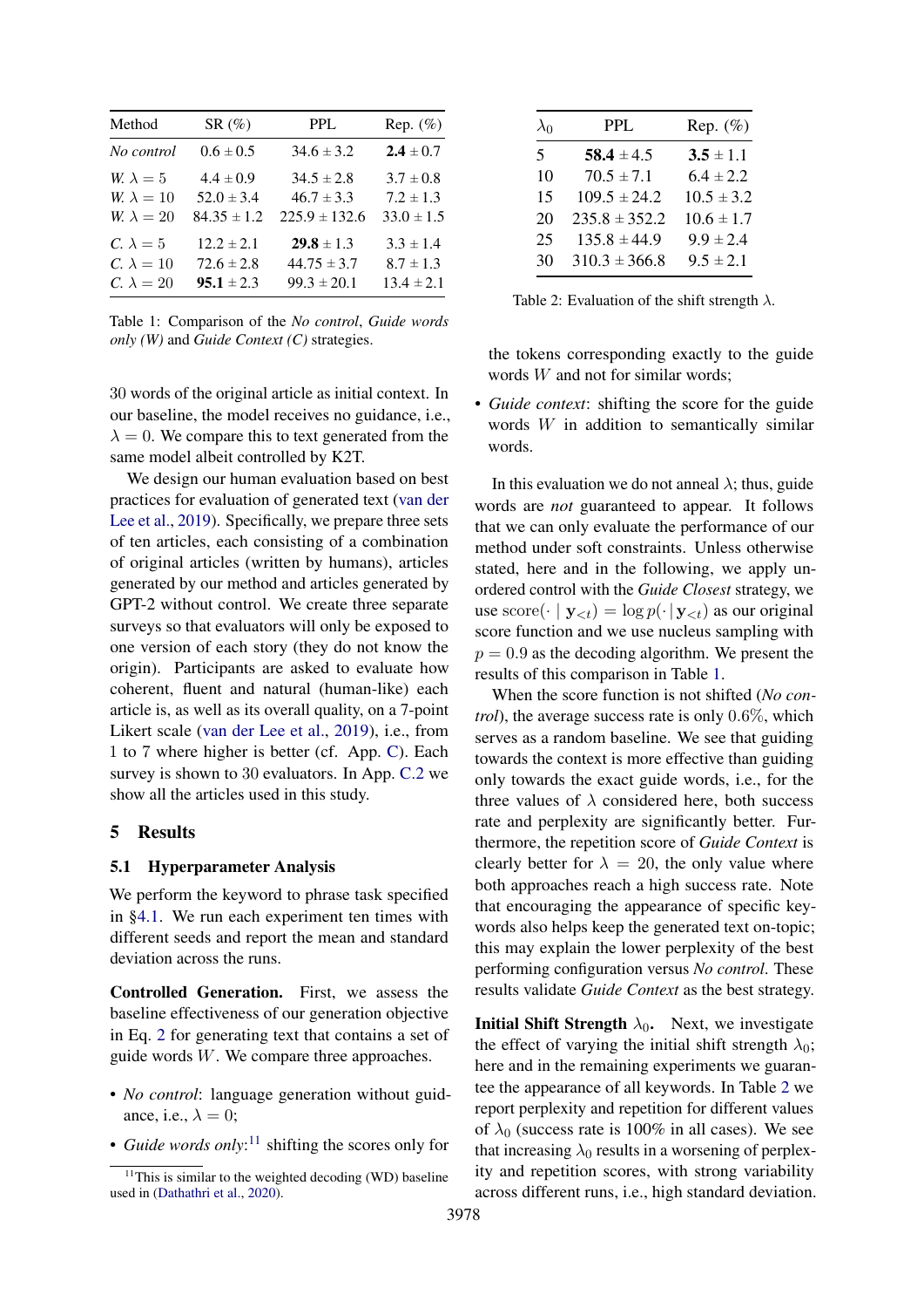| Method | SR (%) | PPL | Rep. (%) |
|---|---|---|---|
| *No control* | 0.6 ± 0.5 | 34.6 ± 3.2 | **2.4** ± 0.7 |
| *W.* $\lambda = 5$ | 4.4 ± 0.9 | 34.5 ± 2.8 | 3.7 ± 0.8 |
| *W.* $\lambda = 10$ | 52.0 ± 3.4 | 46.7 ± 3.3 | 7.2 ± 1.3 |
| *W.* $\lambda = 20$ | 84.35 ± 1.2 | 225.9 ± 132.6 | 33.0 ± 1.5 |
| *C.* $\lambda = 5$ | 12.2 ± 2.1 | **29.8** ± 1.3 | 3.3 ± 1.4 |
| *C.* $\lambda = 10$ | 72.6 ± 2.8 | 44.75 ± 3.7 | 8.7 ± 1.3 |
| *C.* $\lambda = 20$ | **95.1** ± 2.3 | 99.3 ± 20.1 | 13.4 ± 2.1 |

Table 1: Comparison of the *No control*, *Guide words only (W)* and *Guide Context (C)* strategies.

30 words of the original article as initial context. In our baseline, the model receives no guidance, i.e., $\lambda = 0$. We compare this to text generated from the same model albeit controlled by K2T.

We design our human evaluation based on best practices for evaluation of generated text (van der Lee et al., 2019). Specifically, we prepare three sets of ten articles, each consisting of a combination of original articles (written by humans), articles generated by our method and articles generated by GPT-2 without control. We create three separate surveys so that evaluators will only be exposed to one version of each story (they do not know the origin). Participants are asked to evaluate how coherent, fluent and natural (human-like) each article is, as well as its overall quality, on a 7-point Likert scale (van der Lee et al., 2019), i.e., from 1 to 7 where higher is better (cf. App. C). Each survey is shown to 30 evaluators. In App. C.2 we show all the articles used in this study.

## 5 Results

### 5.1 Hyperparameter Analysis

We perform the keyword to phrase task specified in §4.1. We run each experiment ten times with different seeds and report the mean and standard deviation across the runs.

**Controlled Generation.** First, we assess the baseline effectiveness of our generation objective in Eq. 2 for generating text that contains a set of guide words $W$. We compare three approaches.

- *No control*: language generation without guidance, i.e., $\lambda = 0$;
- *Guide words only*:[11] shifting the scores only for the tokens corresponding exactly to the guide words $W$ and not for similar words;
- *Guide context*: shifting the score for the guide words $W$ in addition to semantically similar words.

[11] This is similar to the weighted decoding (WD) baseline used in (Dathathri et al., 2020).

| $\lambda_0$ | PPL | Rep. (%) |
|---|---|---|
| 5 | **58.4** ± 4.5 | **3.5** ± 1.1 |
| 10 | 70.5 ± 7.1 | 6.4 ± 2.2 |
| 15 | 109.5 ± 24.2 | 10.5 ± 3.2 |
| 20 | 235.8 ± 352.2 | 10.6 ± 1.7 |
| 25 | 135.8 ± 44.9 | 9.9 ± 2.4 |
| 30 | 310.3 ± 366.8 | 9.5 ± 2.1 |

Table 2: Evaluation of the shift strength $\lambda$.

In this evaluation we do not anneal $\lambda$; thus, guide words are *not* guaranteed to appear. It follows that we can only evaluate the performance of our method under soft constraints. Unless otherwise stated, here and in the following, we apply unordered control with the *Guide Closest* strategy, we use $\text{score}(\cdot \mid \mathbf{y}_{<t}) = \log p(\cdot \mid \mathbf{y}_{<t})$ as our original score function and we use nucleus sampling with $p = 0.9$ as the decoding algorithm. We present the results of this comparison in Table 1.

When the score function is not shifted (*No control*), the average success rate is only 0.6%, which serves as a random baseline. We see that guiding towards the context is more effective than guiding only towards the exact guide words, i.e., for the three values of $\lambda$ considered here, both success rate and perplexity are significantly better. Furthermore, the repetition score of *Guide Context* is clearly better for $\lambda = 20$, the only value where both approaches reach a high success rate. Note that encouraging the appearance of specific keywords also helps keep the generated text on-topic; this may explain the lower perplexity of the best performing configuration versus *No control*. These results validate *Guide Context* as the best strategy.

**Initial Shift Strength $\lambda_0$.** Next, we investigate the effect of varying the initial shift strength $\lambda_0$; here and in the remaining experiments we guarantee the appearance of all keywords. In Table 2 we report perplexity and repetition for different values of $\lambda_0$ (success rate is 100% in all cases). We see that increasing $\lambda_0$ results in a worsening of perplexity and repetition scores, with strong variability across different runs, i.e., high standard deviation.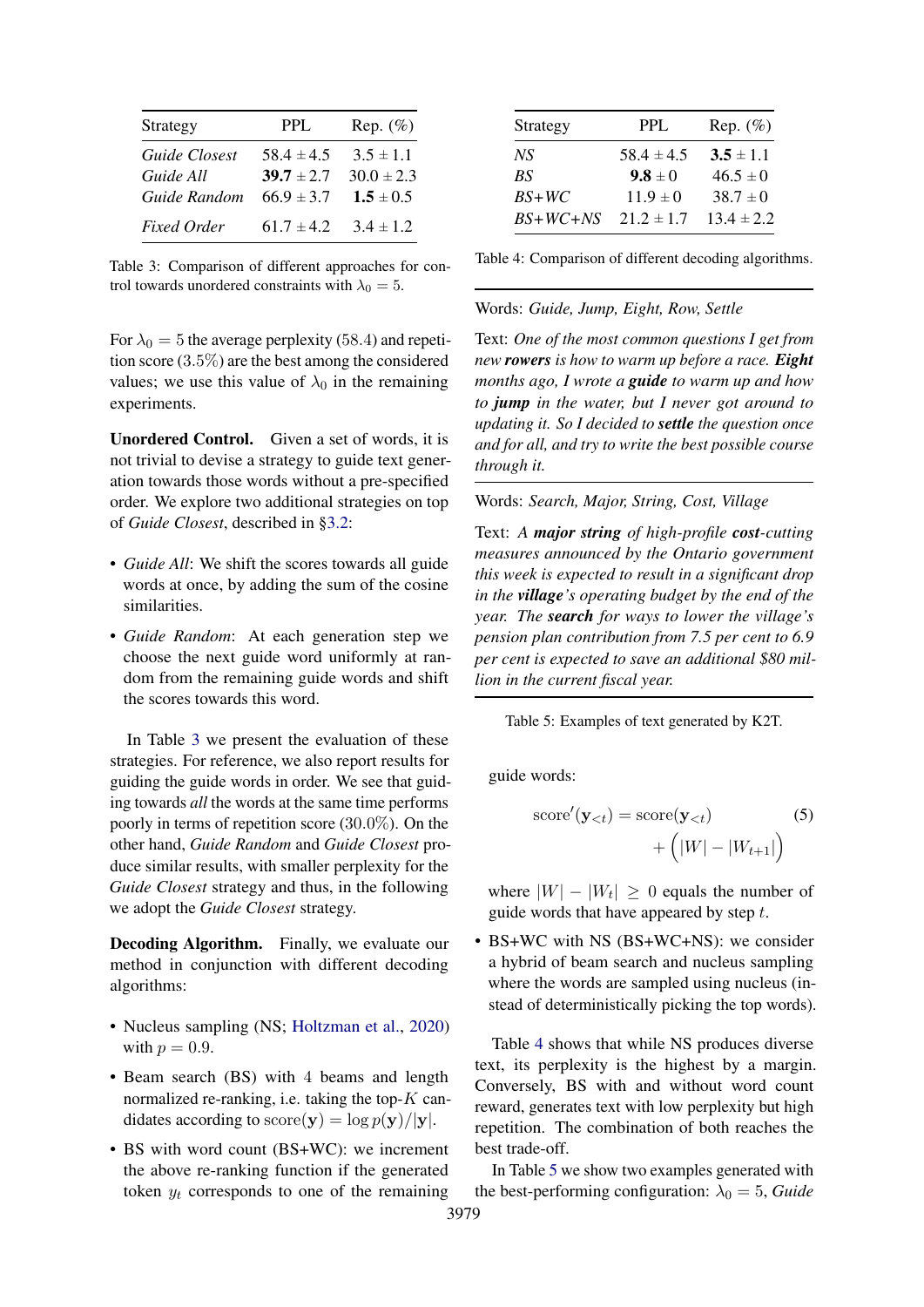| Strategy | PPL | Rep. (%) |
|---|---|---|
| *Guide Closest* | 58.4 $\pm$ 4.5 | 3.5 $\pm$ 1.1 |
| *Guide All* | **39.7** $\pm$ 2.7 | 30.0 $\pm$ 2.3 |
| *Guide Random* | 66.9 $\pm$ 3.7 | **1.5** $\pm$ 0.5 |
| *Fixed Order* | 61.7 $\pm$ 4.2 | 3.4 $\pm$ 1.2 |

Table 3: Comparison of different approaches for control towards unordered constraints with $\lambda_0 = 5$.

For $\lambda_0 = 5$ the average perplexity (58.4) and repetition score (3.5%) are the best among the considered values; we use this value of $\lambda_0$ in the remaining experiments.

**Unordered Control.** Given a set of words, it is not trivial to devise a strategy to guide text generation towards those words without a pre-specified order. We explore two additional strategies on top of *Guide Closest*, described in §3.2:

- *Guide All*: We shift the scores towards all guide words at once, by adding the sum of the cosine similarities.
- *Guide Random*: At each generation step we choose the next guide word uniformly at random from the remaining guide words and shift the scores towards this word.

In Table 3 we present the evaluation of these strategies. For reference, we also report results for guiding the guide words in order. We see that guiding towards *all* the words at the same time performs poorly in terms of repetition score (30.0%). On the other hand, *Guide Random* and *Guide Closest* produce similar results, with smaller perplexity for the *Guide Closest* strategy and thus, in the following we adopt the *Guide Closest* strategy.

**Decoding Algorithm.** Finally, we evaluate our method in conjunction with different decoding algorithms:

- Nucleus sampling (NS; Holtzman et al., 2020) with $p = 0.9$.
- Beam search (BS) with 4 beams and length normalized re-ranking, i.e. taking the top-$K$ candidates according to $\text{score}(\mathbf{y}) = \log p(\mathbf{y})/|\mathbf{y}|$.
- BS with word count (BS+WC): we increment the above re-ranking function if the generated token $y_t$ corresponds to one of the remaining guide words:

$$\text{score}'(\mathbf{y}_{<t}) = \text{score}(\mathbf{y}_{<t}) + \Big(|W| - |W_{t+1}|\Big) \tag{5}$$

where $|W| - |W_t| \geq 0$ equals the number of guide words that have appeared by step $t$.

- BS+WC with NS (BS+WC+NS): we consider a hybrid of beam search and nucleus sampling where the words are sampled using nucleus (instead of deterministically picking the top words).

| Strategy | PPL | Rep. (%) |
|---|---|---|
| *NS* | 58.4 $\pm$ 4.5 | **3.5** $\pm$ 1.1 |
| *BS* | **9.8** $\pm$ 0 | 46.5 $\pm$ 0 |
| *BS+WC* | 11.9 $\pm$ 0 | 38.7 $\pm$ 0 |
| *BS+WC+NS* | 21.2 $\pm$ 1.7 | 13.4 $\pm$ 2.2 |

Table 4: Comparison of different decoding algorithms.

Table 4 shows that while NS produces diverse text, its perplexity is the highest by a margin. Conversely, BS with and without word count reward, generates text with low perplexity but high repetition. The combination of both reaches the best trade-off.

In Table 5 we show two examples generated with the best-performing configuration: $\lambda_0 = 5$, *Guide*

Words: *Guide, Jump, Eight, Row, Settle*

Text: *One of the most common questions I get from new **rowers** is how to warm up before a race. **Eight** months ago, I wrote a **guide** to warm up and how to **jump** in the water, but I never got around to updating it. So I decided to **settle** the question once and for all, and try to write the best possible course through it.*

Words: *Search, Major, String, Cost, Village*

Text: *A **major string** of high-profile **cost**-cutting measures announced by the Ontario government this week is expected to result in a significant drop in the **village**'s operating budget by the end of the year. The **search** for ways to lower the village's pension plan contribution from 7.5 per cent to 6.9 per cent is expected to save an additional $80 million in the current fiscal year.*

Table 5: Examples of text generated by K2T.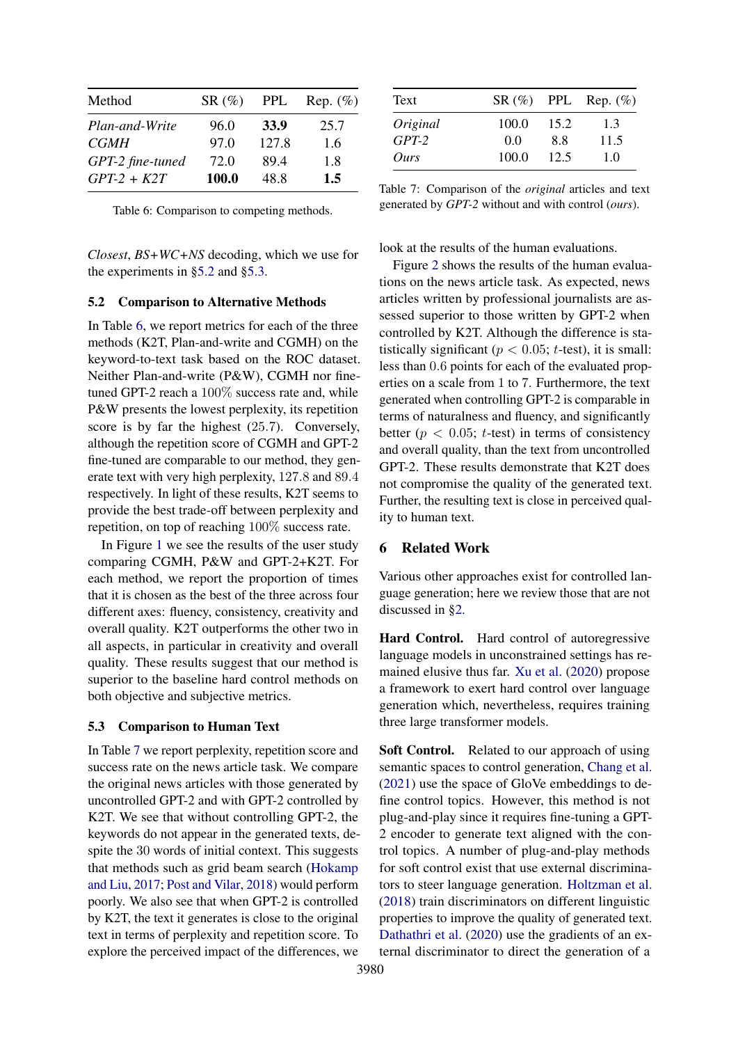| Method | SR (%) | PPL | Rep. (%) |
|---|---|---|---|
| *Plan-and-Write* | 96.0 | **33.9** | 25.7 |
| *CGMH* | 97.0 | 127.8 | 1.6 |
| *GPT-2 fine-tuned* | 72.0 | 89.4 | 1.8 |
| *GPT-2 + K2T* | **100.0** | 48.8 | **1.5** |

Table 6: Comparison to competing methods.

*Closest*, *BS+WC+NS* decoding, which we use for the experiments in §5.2 and §5.3.

### 5.2 Comparison to Alternative Methods

In Table 6, we report metrics for each of the three methods (K2T, Plan-and-write and CGMH) on the keyword-to-text task based on the ROC dataset. Neither Plan-and-Write (P&W), CGMH nor fine-tuned GPT-2 reach a $100\%$ success rate and, while P&W presents the lowest perplexity, its repetition score is by far the highest (25.7). Conversely, although the repetition score of CGMH and GPT-2 fine-tuned are comparable to our method, they generate text with very high perplexity, $127.8$ and $89.4$ respectively. In light of these results, K2T seems to provide the best trade-off between perplexity and repetition, on top of reaching $100\%$ success rate.

In Figure 1 we see the results of the user study comparing CGMH, P&W and GPT-2+K2T. For each method, we report the proportion of times that it is chosen as the best of the three across four different axes: fluency, consistency, creativity and overall quality. K2T outperforms the other two in all aspects, in particular in creativity and overall quality. These results suggest that our method is superior to the baseline hard control methods on both objective and subjective metrics.

### 5.3 Comparison to Human Text

In Table 7 we report perplexity, repetition score and success rate on the news article task. We compare the original news articles with those generated by uncontrolled GPT-2 and with GPT-2 controlled by K2T. We see that without controlling GPT-2, the keywords do not appear in the generated texts, despite the 30 words of initial context. This suggests that methods such as grid beam search (Hokamp and Liu, 2017; Post and Vilar, 2018) would perform poorly. We also see that when GPT-2 is controlled by K2T, the text it generates is close to the original text in terms of perplexity and repetition score. To explore the perceived impact of the differences, we look at the results of the human evaluations.

| Text | SR (%) | PPL | Rep. (%) |
|---|---|---|---|
| *Original* | 100.0 | 15.2 | 1.3 |
| *GPT-2* | 0.0 | 8.8 | 11.5 |
| *Ours* | 100.0 | 12.5 | 1.0 |

Table 7: Comparison of the *original* articles and text generated by *GPT-2* without and with control (*ours*).

Figure 2 shows the results of the human evaluations on the news article task. As expected, news articles written by professional journalists are assessed superior to those written by GPT-2 when controlled by K2T. Although the difference is statistically significant ($p < 0.05$; $t$-test), it is small: less than $0.6$ points for each of the evaluated properties on a scale from $1$ to $7$. Furthermore, the text generated when controlling GPT-2 is comparable in terms of naturalness and fluency, and significantly better ($p < 0.05$; $t$-test) in terms of consistency and overall quality, than the text from uncontrolled GPT-2. These results demonstrate that K2T does not compromise the quality of the generated text. Further, the resulting text is close in perceived quality to human text.

## 6 Related Work

Various other approaches exist for controlled language generation; here we review those that are not discussed in §2.

**Hard Control.** Hard control of autoregressive language models in unconstrained settings has remained elusive thus far. Xu et al. (2020) propose a framework to exert hard control over language generation which, nevertheless, requires training three large transformer models.

**Soft Control.** Related to our approach of using semantic spaces to control generation, Chang et al. (2021) use the space of GloVe embeddings to define control topics. However, this method is not plug-and-play since it requires fine-tuning a GPT-2 encoder to generate text aligned with the control topics. A number of plug-and-play methods for soft control exist that use external discriminators to steer language generation. Holtzman et al. (2018) train discriminators on different linguistic properties to improve the quality of generated text. Dathathri et al. (2020) use the gradients of an external discriminator to direct the generation of a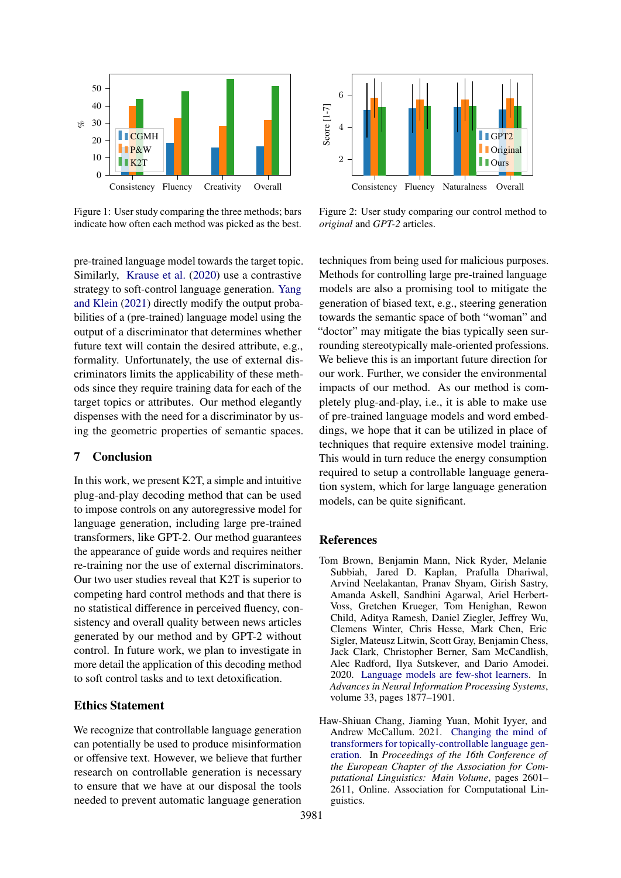Figure 1: User study comparing the three methods; bars indicate how often each method was picked as the best.

Figure 2: User study comparing our control method to *original* and *GPT-2* articles.

pre-trained language model towards the target topic. Similarly, Krause et al. (2020) use a contrastive strategy to soft-control language generation. Yang and Klein (2021) directly modify the output probabilities of a (pre-trained) language model using the output of a discriminator that determines whether future text will contain the desired attribute, e.g., formality. Unfortunately, the use of external discriminators limits the applicability of these methods since they require training data for each of the target topics or attributes. Our method elegantly dispenses with the need for a discriminator by using the geometric properties of semantic spaces.

## 7 Conclusion

In this work, we present K2T, a simple and intuitive plug-and-play decoding method that can be used to impose controls on any autoregressive model for language generation, including large pre-trained transformers, like GPT-2. Our method guarantees the appearance of guide words and requires neither re-training nor the use of external discriminators. Our two user studies reveal that K2T is superior to competing hard control methods and that there is no statistical difference in perceived fluency, consistency and overall quality between news articles generated by our method and by GPT-2 without control. In future work, we plan to investigate in more detail the application of this decoding method to soft control tasks and to text detoxification.

## Ethics Statement

We recognize that controllable language generation can potentially be used to produce misinformation or offensive text. However, we believe that further research on controllable generation is necessary to ensure that we have at our disposal the tools needed to prevent automatic language generation techniques from being used for malicious purposes. Methods for controlling large pre-trained language models are also a promising tool to mitigate the generation of biased text, e.g., steering generation towards the semantic space of both "woman" and "doctor" may mitigate the bias typically seen surrounding stereotypically male-oriented professions. We believe this is an important future direction for our work. Further, we consider the environmental impacts of our method. As our method is completely plug-and-play, i.e., it is able to make use of pre-trained language models and word embeddings, we hope that it can be utilized in place of techniques that require extensive model training. This would in turn reduce the energy consumption required to setup a controllable language generation system, which for large language generation models, can be quite significant.

## References

Tom Brown, Benjamin Mann, Nick Ryder, Melanie Subbiah, Jared D. Kaplan, Prafulla Dhariwal, Arvind Neelakantan, Pranav Shyam, Girish Sastry, Amanda Askell, Sandhini Agarwal, Ariel Herbert-Voss, Gretchen Krueger, Tom Henighan, Rewon Child, Aditya Ramesh, Daniel Ziegler, Jeffrey Wu, Clemens Winter, Chris Hesse, Mark Chen, Eric Sigler, Mateusz Litwin, Scott Gray, Benjamin Chess, Jack Clark, Christopher Berner, Sam McCandlish, Alec Radford, Ilya Sutskever, and Dario Amodei. 2020. Language models are few-shot learners. In *Advances in Neural Information Processing Systems*, volume 33, pages 1877–1901.

Haw-Shiuan Chang, Jiaming Yuan, Mohit Iyyer, and Andrew McCallum. 2021. Changing the mind of transformers for topically-controllable language generation. In *Proceedings of the 16th Conference of the European Chapter of the Association for Computational Linguistics: Main Volume*, pages 2601–2611, Online. Association for Computational Linguistics.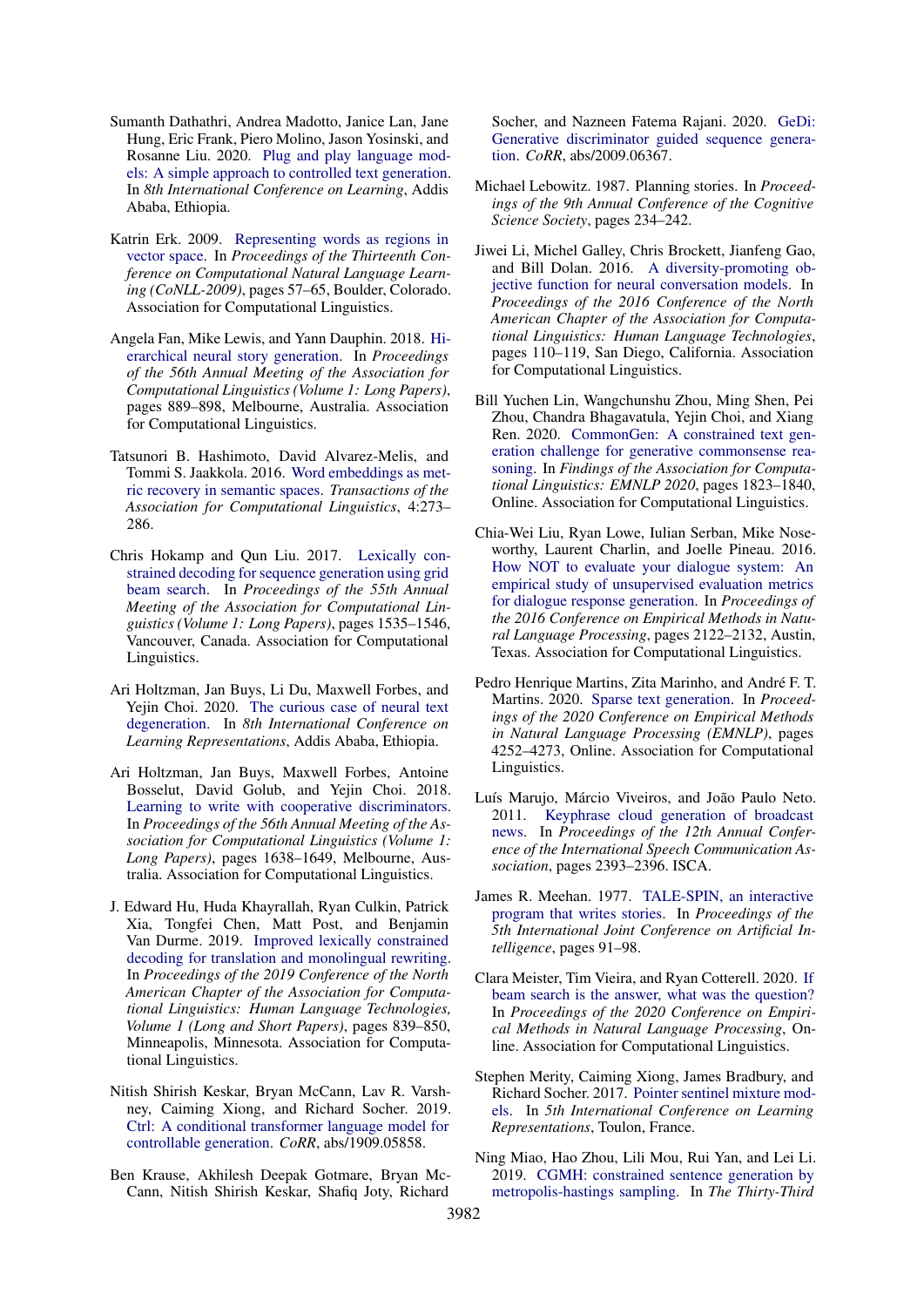Sumanth Dathathri, Andrea Madotto, Janice Lan, Jane Hung, Eric Frank, Piero Molino, Jason Yosinski, and Rosanne Liu. 2020. Plug and play language models: A simple approach to controlled text generation. In *8th International Conference on Learning*, Addis Ababa, Ethiopia.

Katrin Erk. 2009. Representing words as regions in vector space. In *Proceedings of the Thirteenth Conference on Computational Natural Language Learning (CoNLL-2009)*, pages 57–65, Boulder, Colorado. Association for Computational Linguistics.

Angela Fan, Mike Lewis, and Yann Dauphin. 2018. Hierarchical neural story generation. In *Proceedings of the 56th Annual Meeting of the Association for Computational Linguistics (Volume 1: Long Papers)*, pages 889–898, Melbourne, Australia. Association for Computational Linguistics.

Tatsunori B. Hashimoto, David Alvarez-Melis, and Tommi S. Jaakkola. 2016. Word embeddings as metric recovery in semantic spaces. *Transactions of the Association for Computational Linguistics*, 4:273–286.

Chris Hokamp and Qun Liu. 2017. Lexically constrained decoding for sequence generation using grid beam search. In *Proceedings of the 55th Annual Meeting of the Association for Computational Linguistics (Volume 1: Long Papers)*, pages 1535–1546, Vancouver, Canada. Association for Computational Linguistics.

Ari Holtzman, Jan Buys, Li Du, Maxwell Forbes, and Yejin Choi. 2020. The curious case of neural text degeneration. In *8th International Conference on Learning Representations*, Addis Ababa, Ethiopia.

Ari Holtzman, Jan Buys, Maxwell Forbes, Antoine Bosselut, David Golub, and Yejin Choi. 2018. Learning to write with cooperative discriminators. In *Proceedings of the 56th Annual Meeting of the Association for Computational Linguistics (Volume 1: Long Papers)*, pages 1638–1649, Melbourne, Australia. Association for Computational Linguistics.

J. Edward Hu, Huda Khayrallah, Ryan Culkin, Patrick Xia, Tongfei Chen, Matt Post, and Benjamin Van Durme. 2019. Improved lexically constrained decoding for translation and monolingual rewriting. In *Proceedings of the 2019 Conference of the North American Chapter of the Association for Computational Linguistics: Human Language Technologies, Volume 1 (Long and Short Papers)*, pages 839–850, Minneapolis, Minnesota. Association for Computational Linguistics.

Nitish Shirish Keskar, Bryan McCann, Lav R. Varshney, Caiming Xiong, and Richard Socher. 2019. Ctrl: A conditional transformer language model for controllable generation. *CoRR*, abs/1909.05858.

Ben Krause, Akhilesh Deepak Gotmare, Bryan McCann, Nitish Shirish Keskar, Shafiq Joty, Richard Socher, and Nazneen Fatema Rajani. 2020. GeDi: Generative discriminator guided sequence generation. *CoRR*, abs/2009.06367.

Michael Lebowitz. 1987. Planning stories. In *Proceedings of the 9th Annual Conference of the Cognitive Science Society*, pages 234–242.

Jiwei Li, Michel Galley, Chris Brockett, Jianfeng Gao, and Bill Dolan. 2016. A diversity-promoting objective function for neural conversation models. In *Proceedings of the 2016 Conference of the North American Chapter of the Association for Computational Linguistics: Human Language Technologies*, pages 110–119, San Diego, California. Association for Computational Linguistics.

Bill Yuchen Lin, Wangchunshu Zhou, Ming Shen, Pei Zhou, Chandra Bhagavatula, Yejin Choi, and Xiang Ren. 2020. CommonGen: A constrained text generation challenge for generative commonsense reasoning. In *Findings of the Association for Computational Linguistics: EMNLP 2020*, pages 1823–1840, Online. Association for Computational Linguistics.

Chia-Wei Liu, Ryan Lowe, Iulian Serban, Mike Noseworthy, Laurent Charlin, and Joelle Pineau. 2016. How NOT to evaluate your dialogue system: An empirical study of unsupervised evaluation metrics for dialogue response generation. In *Proceedings of the 2016 Conference on Empirical Methods in Natural Language Processing*, pages 2122–2132, Austin, Texas. Association for Computational Linguistics.

Pedro Henrique Martins, Zita Marinho, and André F. T. Martins. 2020. Sparse text generation. In *Proceedings of the 2020 Conference on Empirical Methods in Natural Language Processing (EMNLP)*, pages 4252–4273, Online. Association for Computational Linguistics.

Luís Marujo, Márcio Viveiros, and João Paulo Neto. 2011. Keyphrase cloud generation of broadcast news. In *Proceedings of the 12th Annual Conference of the International Speech Communication Association*, pages 2393–2396. ISCA.

James R. Meehan. 1977. TALE-SPIN, an interactive program that writes stories. In *Proceedings of the 5th International Joint Conference on Artificial Intelligence*, pages 91–98.

Clara Meister, Tim Vieira, and Ryan Cotterell. 2020. If beam search is the answer, what was the question? In *Proceedings of the 2020 Conference on Empirical Methods in Natural Language Processing*, Online. Association for Computational Linguistics.

Stephen Merity, Caiming Xiong, James Bradbury, and Richard Socher. 2017. Pointer sentinel mixture models. In *5th International Conference on Learning Representations*, Toulon, France.

Ning Miao, Hao Zhou, Lili Mou, Rui Yan, and Lei Li. 2019. CGMH: constrained sentence generation by metropolis-hastings sampling. In *The Thirty-Third*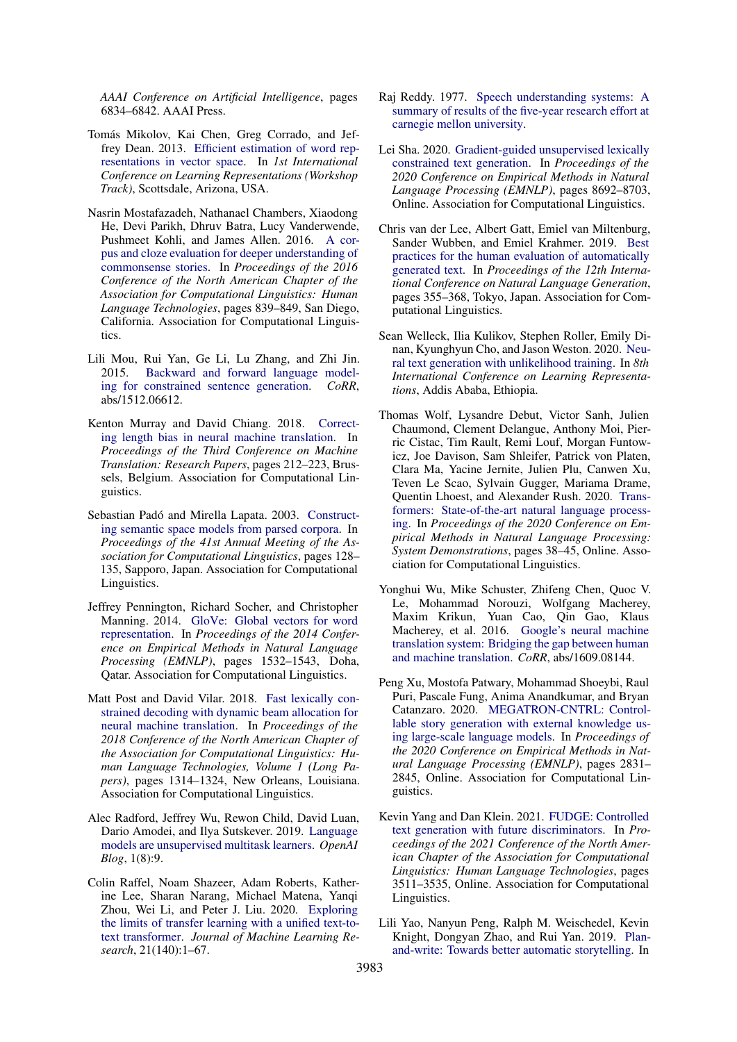AAAI Conference on Artificial Intelligence, pages 6834–6842. AAAI Press.

Tomás Mikolov, Kai Chen, Greg Corrado, and Jeffrey Dean. 2013. Efficient estimation of word representations in vector space. In *1st International Conference on Learning Representations (Workshop Track)*, Scottsdale, Arizona, USA.

Nasrin Mostafazadeh, Nathanael Chambers, Xiaodong He, Devi Parikh, Dhruv Batra, Lucy Vanderwende, Pushmeet Kohli, and James Allen. 2016. A corpus and cloze evaluation for deeper understanding of commonsense stories. In *Proceedings of the 2016 Conference of the North American Chapter of the Association for Computational Linguistics: Human Language Technologies*, pages 839–849, San Diego, California. Association for Computational Linguistics.

Lili Mou, Rui Yan, Ge Li, Lu Zhang, and Zhi Jin. 2015. Backward and forward language modeling for constrained sentence generation. *CoRR*, abs/1512.06612.

Kenton Murray and David Chiang. 2018. Correcting length bias in neural machine translation. In *Proceedings of the Third Conference on Machine Translation: Research Papers*, pages 212–223, Brussels, Belgium. Association for Computational Linguistics.

Sebastian Padó and Mirella Lapata. 2003. Constructing semantic space models from parsed corpora. In *Proceedings of the 41st Annual Meeting of the Association for Computational Linguistics*, pages 128–135, Sapporo, Japan. Association for Computational Linguistics.

Jeffrey Pennington, Richard Socher, and Christopher Manning. 2014. GloVe: Global vectors for word representation. In *Proceedings of the 2014 Conference on Empirical Methods in Natural Language Processing (EMNLP)*, pages 1532–1543, Doha, Qatar. Association for Computational Linguistics.

Matt Post and David Vilar. 2018. Fast lexically constrained decoding with dynamic beam allocation for neural machine translation. In *Proceedings of the 2018 Conference of the North American Chapter of the Association for Computational Linguistics: Human Language Technologies, Volume 1 (Long Papers)*, pages 1314–1324, New Orleans, Louisiana. Association for Computational Linguistics.

Alec Radford, Jeffrey Wu, Rewon Child, David Luan, Dario Amodei, and Ilya Sutskever. 2019. Language models are unsupervised multitask learners. *OpenAI Blog*, 1(8):9.

Colin Raffel, Noam Shazeer, Adam Roberts, Katherine Lee, Sharan Narang, Michael Matena, Yanqi Zhou, Wei Li, and Peter J. Liu. 2020. Exploring the limits of transfer learning with a unified text-to-text transformer. *Journal of Machine Learning Research*, 21(140):1–67.

Raj Reddy. 1977. Speech understanding systems: A summary of results of the five-year research effort at carnegie mellon university.

Lei Sha. 2020. Gradient-guided unsupervised lexically constrained text generation. In *Proceedings of the 2020 Conference on Empirical Methods in Natural Language Processing (EMNLP)*, pages 8692–8703, Online. Association for Computational Linguistics.

Chris van der Lee, Albert Gatt, Emiel van Miltenburg, Sander Wubben, and Emiel Krahmer. 2019. Best practices for the human evaluation of automatically generated text. In *Proceedings of the 12th International Conference on Natural Language Generation*, pages 355–368, Tokyo, Japan. Association for Computational Linguistics.

Sean Welleck, Ilia Kulikov, Stephen Roller, Emily Dinan, Kyunghyun Cho, and Jason Weston. 2020. Neural text generation with unlikelihood training. In *8th International Conference on Learning Representations*, Addis Ababa, Ethiopia.

Thomas Wolf, Lysandre Debut, Victor Sanh, Julien Chaumond, Clement Delangue, Anthony Moi, Pierric Cistac, Tim Rault, Remi Louf, Morgan Funtowicz, Joe Davison, Sam Shleifer, Patrick von Platen, Clara Ma, Yacine Jernite, Julien Plu, Canwen Xu, Teven Le Scao, Sylvain Gugger, Mariama Drame, Quentin Lhoest, and Alexander Rush. 2020. Transformers: State-of-the-art natural language processing. In *Proceedings of the 2020 Conference on Empirical Methods in Natural Language Processing: System Demonstrations*, pages 38–45, Online. Association for Computational Linguistics.

Yonghui Wu, Mike Schuster, Zhifeng Chen, Quoc V. Le, Mohammad Norouzi, Wolfgang Macherey, Maxim Krikun, Yuan Cao, Qin Gao, Klaus Macherey, et al. 2016. Google's neural machine translation system: Bridging the gap between human and machine translation. *CoRR*, abs/1609.08144.

Peng Xu, Mostofa Patwary, Mohammad Shoeybi, Raul Puri, Pascale Fung, Anima Anandkumar, and Bryan Catanzaro. 2020. MEGATRON-CNTRL: Controllable story generation with external knowledge using large-scale language models. In *Proceedings of the 2020 Conference on Empirical Methods in Natural Language Processing (EMNLP)*, pages 2831–2845, Online. Association for Computational Linguistics.

Kevin Yang and Dan Klein. 2021. FUDGE: Controlled text generation with future discriminators. In *Proceedings of the 2021 Conference of the North American Chapter of the Association for Computational Linguistics: Human Language Technologies*, pages 3511–3535, Online. Association for Computational Linguistics.

Lili Yao, Nanyun Peng, Ralph M. Weischedel, Kevin Knight, Dongyan Zhao, and Rui Yan. 2019. Plan-and-write: Towards better automatic storytelling. In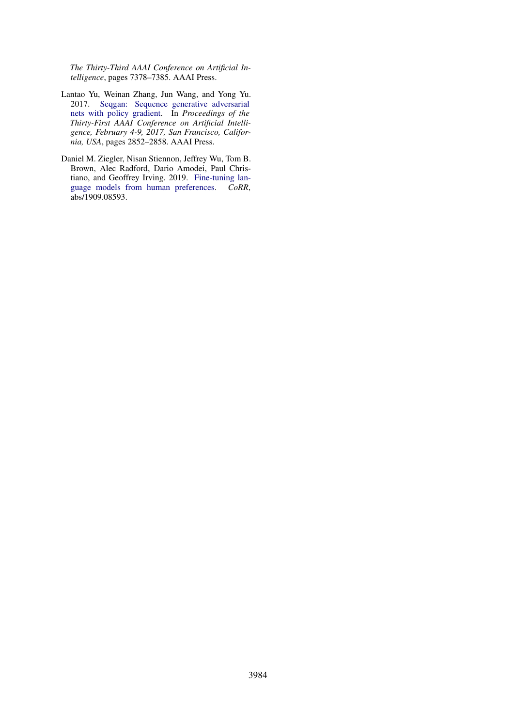*The Thirty-Third AAAI Conference on Artificial Intelligence*, pages 7378–7385. AAAI Press.

Lantao Yu, Weinan Zhang, Jun Wang, and Yong Yu. 2017. Seqgan: Sequence generative adversarial nets with policy gradient. In *Proceedings of the Thirty-First AAAI Conference on Artificial Intelligence, February 4-9, 2017, San Francisco, California, USA*, pages 2852–2858. AAAI Press.

Daniel M. Ziegler, Nisan Stiennon, Jeffrey Wu, Tom B. Brown, Alec Radford, Dario Amodei, Paul Christiano, and Geoffrey Irving. 2019. Fine-tuning language models from human preferences. *CoRR*, abs/1909.08593.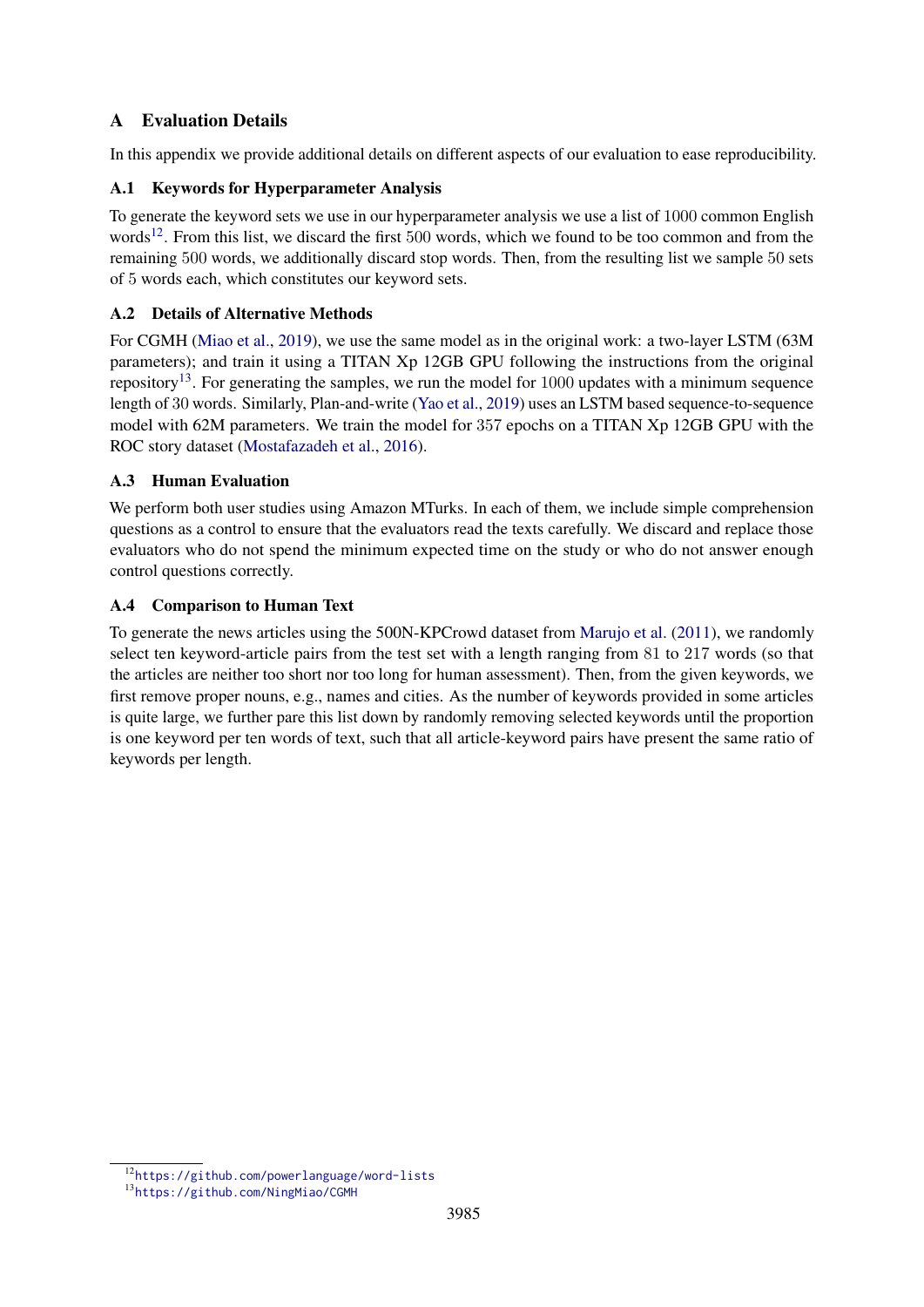# A Evaluation Details

In this appendix we provide additional details on different aspects of our evaluation to ease reproducibility.

## A.1 Keywords for Hyperparameter Analysis

To generate the keyword sets we use in our hyperparameter analysis we use a list of 1000 common English words[12]. From this list, we discard the first 500 words, which we found to be too common and from the remaining 500 words, we additionally discard stop words. Then, from the resulting list we sample 50 sets of 5 words each, which constitutes our keyword sets.

## A.2 Details of Alternative Methods

For CGMH (Miao et al., 2019), we use the same model as in the original work: a two-layer LSTM (63M parameters); and train it using a TITAN Xp 12GB GPU following the instructions from the original repository[13]. For generating the samples, we run the model for 1000 updates with a minimum sequence length of 30 words. Similarly, Plan-and-write (Yao et al., 2019) uses an LSTM based sequence-to-sequence model with 62M parameters. We train the model for 357 epochs on a TITAN Xp 12GB GPU with the ROC story dataset (Mostafazadeh et al., 2016).

## A.3 Human Evaluation

We perform both user studies using Amazon MTurks. In each of them, we include simple comprehension questions as a control to ensure that the evaluators read the texts carefully. We discard and replace those evaluators who do not spend the minimum expected time on the study or who do not answer enough control questions correctly.

## A.4 Comparison to Human Text

To generate the news articles using the 500N-KPCrowd dataset from Marujo et al. (2011), we randomly select ten keyword-article pairs from the test set with a length ranging from 81 to 217 words (so that the articles are neither too short nor too long for human assessment). Then, from the given keywords, we first remove proper nouns, e.g., names and cities. As the number of keywords provided in some articles is quite large, we further pare this list down by randomly removing selected keywords until the proportion is one keyword per ten words of text, such that all article-keyword pairs have present the same ratio of keywords per length.

[12] https://github.com/powerlanguage/word-lists

[13] https://github.com/NingMiao/CGMH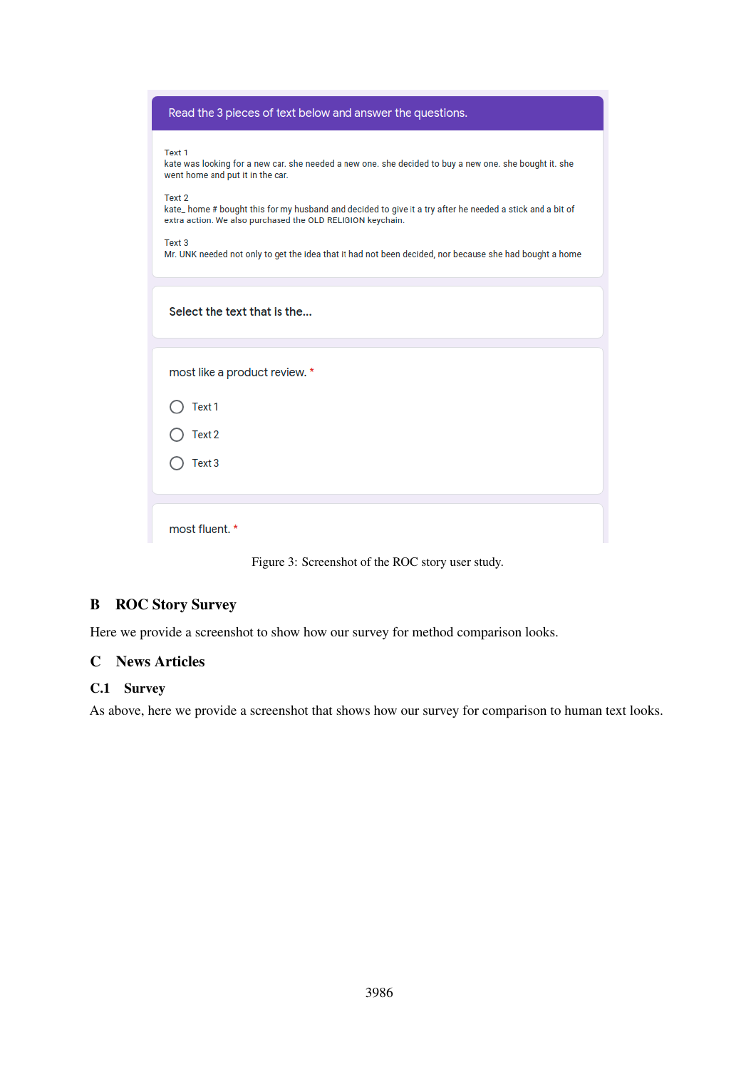Read the 3 pieces of text below and answer the questions.

Text 1
kate was looking for a new car. she needed a new one. she decided to buy a new one. she bought it. she went home and put it in the car.

Text 2
kate_ home # bought this for my husband and decided to give it a try after he needed a stick and a bit of extra action. We also purchased the OLD RELIGION keychain.

Text 3
Mr. UNK needed not only to get the idea that it had not been decided, nor because she had bought a home

Select the text that is the...

most like a product review. *

- Text 1
- Text 2
- Text 3

most fluent. *

Figure 3: Screenshot of the ROC story user study.

## B ROC Story Survey

Here we provide a screenshot to show how our survey for method comparison looks.

## C News Articles

### C.1 Survey

As above, here we provide a screenshot that shows how our survey for comparison to human text looks.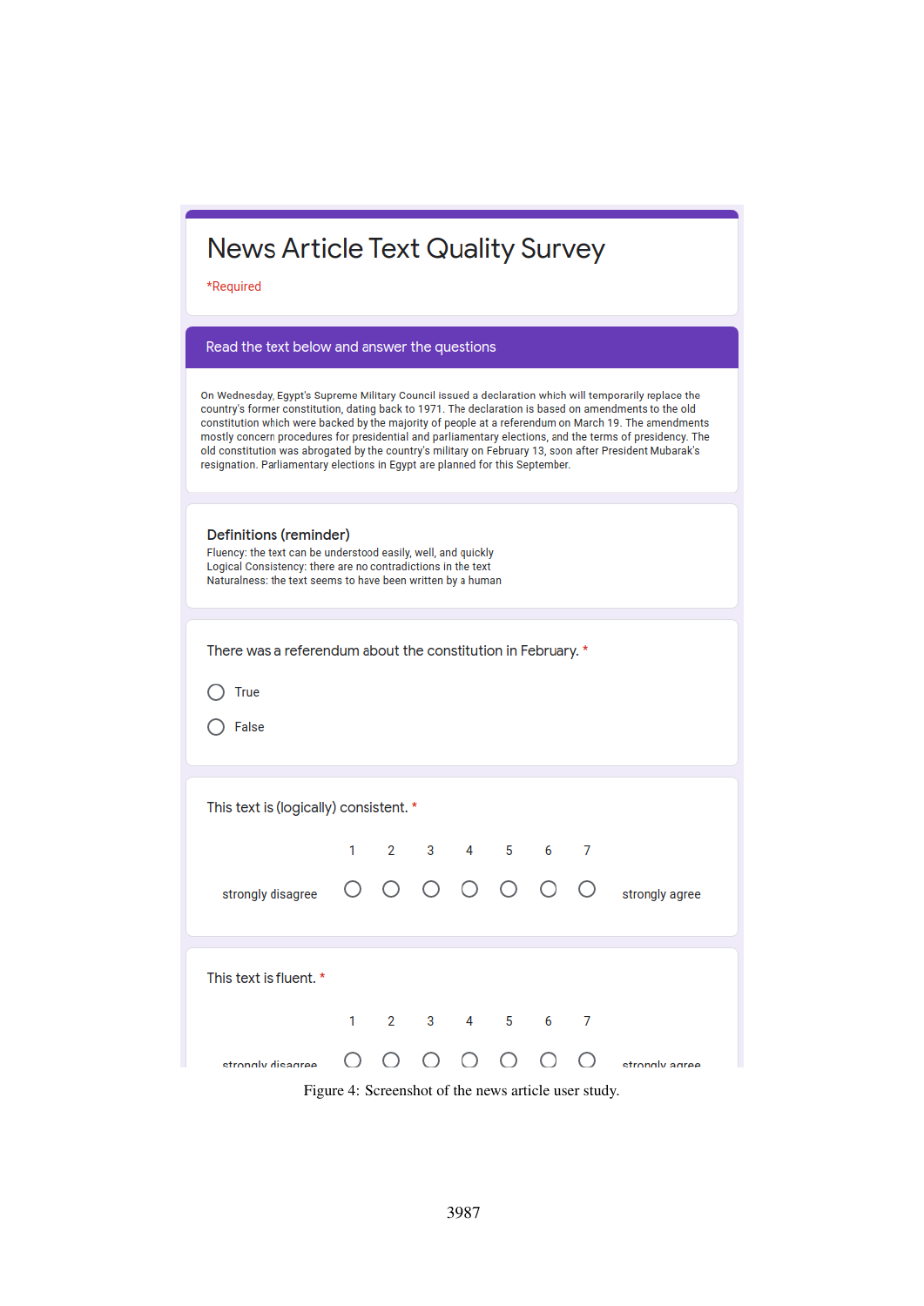# News Article Text Quality Survey

*Required

## Read the text below and answer the questions

On Wednesday, Egypt's Supreme Military Council issued a declaration which will temporarily replace the country's former constitution, dating back to 1971. The declaration is based on amendments to the old constitution which were backed by the majority of people at a referendum on March 19. The amendments mostly concern procedures for presidential and parliamentary elections, and the terms of presidency. The old constitution was abrogated by the country's military on February 13, soon after President Mubarak's resignation. Parliamentary elections in Egypt are planned for this September.

**Definitions (reminder)**

Fluency: the text can be understood easily, well, and quickly
Logical Consistency: there are no contradictions in the text
Naturalness: the text seems to have been written by a human

There was a referendum about the constitution in February. *

- True
- False

This text is (logically) consistent. *

| | 1 | 2 | 3 | 4 | 5 | 6 | 7 | |
|---|---|---|---|---|---|---|---|---|
| strongly disagree | ○ | ○ | ○ | ○ | ○ | ○ | ○ | strongly agree |

This text is fluent. *

| | 1 | 2 | 3 | 4 | 5 | 6 | 7 | |
|---|---|---|---|---|---|---|---|---|
| strongly disagree | ○ | ○ | ○ | ○ | ○ | ○ | ○ | strongly agree |

Figure 4: Screenshot of the news article user study.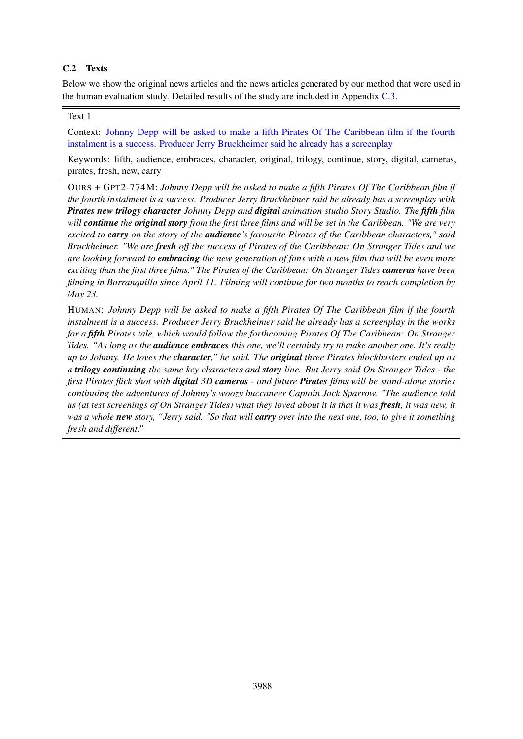### C.2 Texts

Below we show the original news articles and the news articles generated by our method that were used in the human evaluation study. Detailed results of the study are included in Appendix C.3.

---

Text 1

Context: Johnny Depp will be asked to make a fifth Pirates Of The Caribbean film if the fourth instalment is a success. Producer Jerry Bruckheimer said he already has a screenplay

Keywords: fifth, audience, embraces, character, original, trilogy, continue, story, digital, cameras, pirates, fresh, new, carry

---

OURS + GPT2-774M: *Johnny Depp will be asked to make a fifth Pirates Of The Caribbean film if the fourth instalment is a success. Producer Jerry Bruckheimer said he already has a screenplay with* ***Pirates new trilogy character*** *Johnny Depp and* ***digital*** *animation studio Story Studio. The* ***fifth*** *film will* ***continue*** *the* ***original story*** *from the first three films and will be set in the Caribbean. "We are very excited to* ***carry*** *on the story of the* ***audience****'s favourite Pirates of the Caribbean characters," said Bruckheimer. "We are* ***fresh*** *off the success of Pirates of the Caribbean: On Stranger Tides and we are looking forward to* ***embracing*** *the new generation of fans with a new film that will be even more exciting than the first three films." The Pirates of the Caribbean: On Stranger Tides* ***cameras*** *have been filming in Barranquilla since April 11. Filming will continue for two months to reach completion by May 23.*

---

HUMAN: *Johnny Depp will be asked to make a fifth Pirates Of The Caribbean film if the fourth instalment is a success. Producer Jerry Bruckheimer said he already has a screenplay in the works for a* ***fifth*** *Pirates tale, which would follow the forthcoming Pirates Of The Caribbean: On Stranger Tides. "As long as the* ***audience embraces*** *this one, we'll certainly try to make another one. It's really up to Johnny. He loves the* ***character****," he said. The* ***original*** *three Pirates blockbusters ended up as a* ***trilogy continuing*** *the same key characters and* ***story*** *line. But Jerry said On Stranger Tides - the first Pirates flick shot with* ***digital*** *3D* ***cameras*** *- and future* ***Pirates*** *films will be stand-alone stories continuing the adventures of Johnny's woozy buccaneer Captain Jack Sparrow. "The audience told us (at test screenings of On Stranger Tides) what they loved about it is that it was* ***fresh****, it was new, it was a whole* ***new*** *story, "Jerry said. "So that will* ***carry*** *over into the next one, too, to give it something fresh and different."*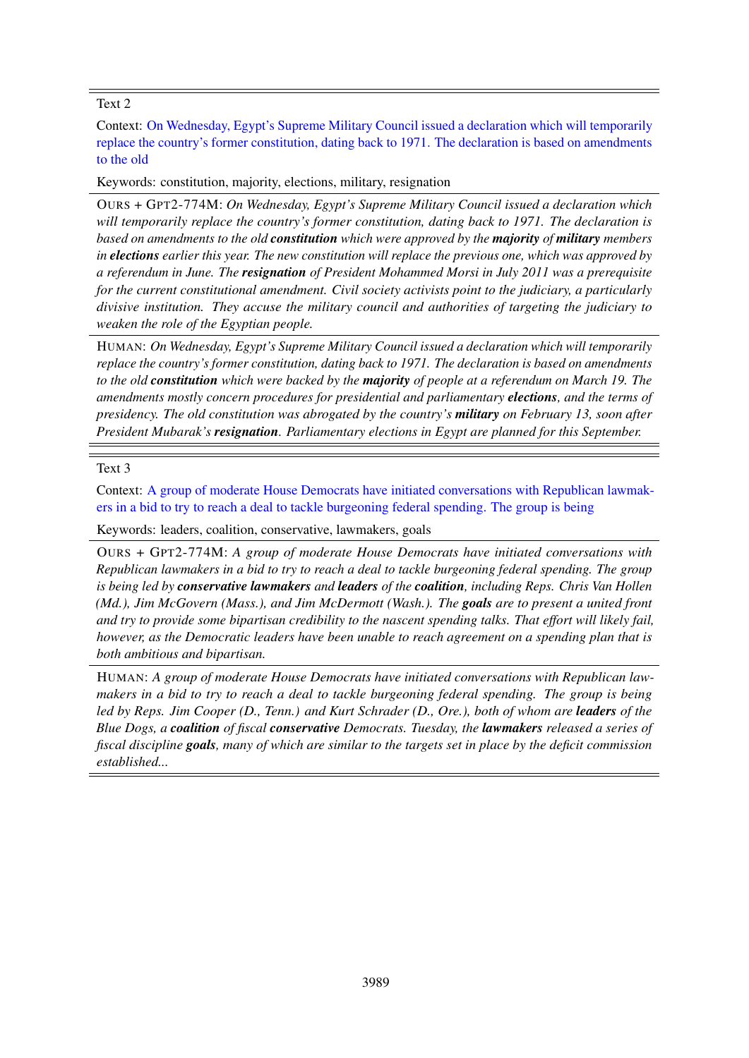Text 2

Context: On Wednesday, Egypt's Supreme Military Council issued a declaration which will temporarily replace the country's former constitution, dating back to 1971. The declaration is based on amendments to the old

Keywords: constitution, majority, elections, military, resignation

OURS + GPT2-774M: *On Wednesday, Egypt's Supreme Military Council issued a declaration which will temporarily replace the country's former constitution, dating back to 1971. The declaration is based on amendments to the old **constitution** which were approved by the **majority** of **military** members in **elections** earlier this year. The new constitution will replace the previous one, which was approved by a referendum in June. The **resignation** of President Mohammed Morsi in July 2011 was a prerequisite for the current constitutional amendment. Civil society activists point to the judiciary, a particularly divisive institution. They accuse the military council and authorities of targeting the judiciary to weaken the role of the Egyptian people.*

HUMAN: *On Wednesday, Egypt's Supreme Military Council issued a declaration which will temporarily replace the country's former constitution, dating back to 1971. The declaration is based on amendments to the old **constitution** which were backed by the **majority** of people at a referendum on March 19. The amendments mostly concern procedures for presidential and parliamentary **elections**, and the terms of presidency. The old constitution was abrogated by the country's **military** on February 13, soon after President Mubarak's **resignation**. Parliamentary elections in Egypt are planned for this September.*

Text 3

Context: A group of moderate House Democrats have initiated conversations with Republican lawmakers in a bid to try to reach a deal to tackle burgeoning federal spending. The group is being

Keywords: leaders, coalition, conservative, lawmakers, goals

OURS + GPT2-774M: *A group of moderate House Democrats have initiated conversations with Republican lawmakers in a bid to try to reach a deal to tackle burgeoning federal spending. The group is being led by **conservative lawmakers** and **leaders** of the **coalition**, including Reps. Chris Van Hollen (Md.), Jim McGovern (Mass.), and Jim McDermott (Wash.). The **goals** are to present a united front and try to provide some bipartisan credibility to the nascent spending talks. That effort will likely fail, however, as the Democratic leaders have been unable to reach agreement on a spending plan that is both ambitious and bipartisan.*

HUMAN: *A group of moderate House Democrats have initiated conversations with Republican lawmakers in a bid to try to reach a deal to tackle burgeoning federal spending. The group is being led by Reps. Jim Cooper (D., Tenn.) and Kurt Schrader (D., Ore.), both of whom are **leaders** of the Blue Dogs, a **coalition** of fiscal **conservative** Democrats. Tuesday, the **lawmakers** released a series of fiscal discipline **goals**, many of which are similar to the targets set in place by the deficit commission established...*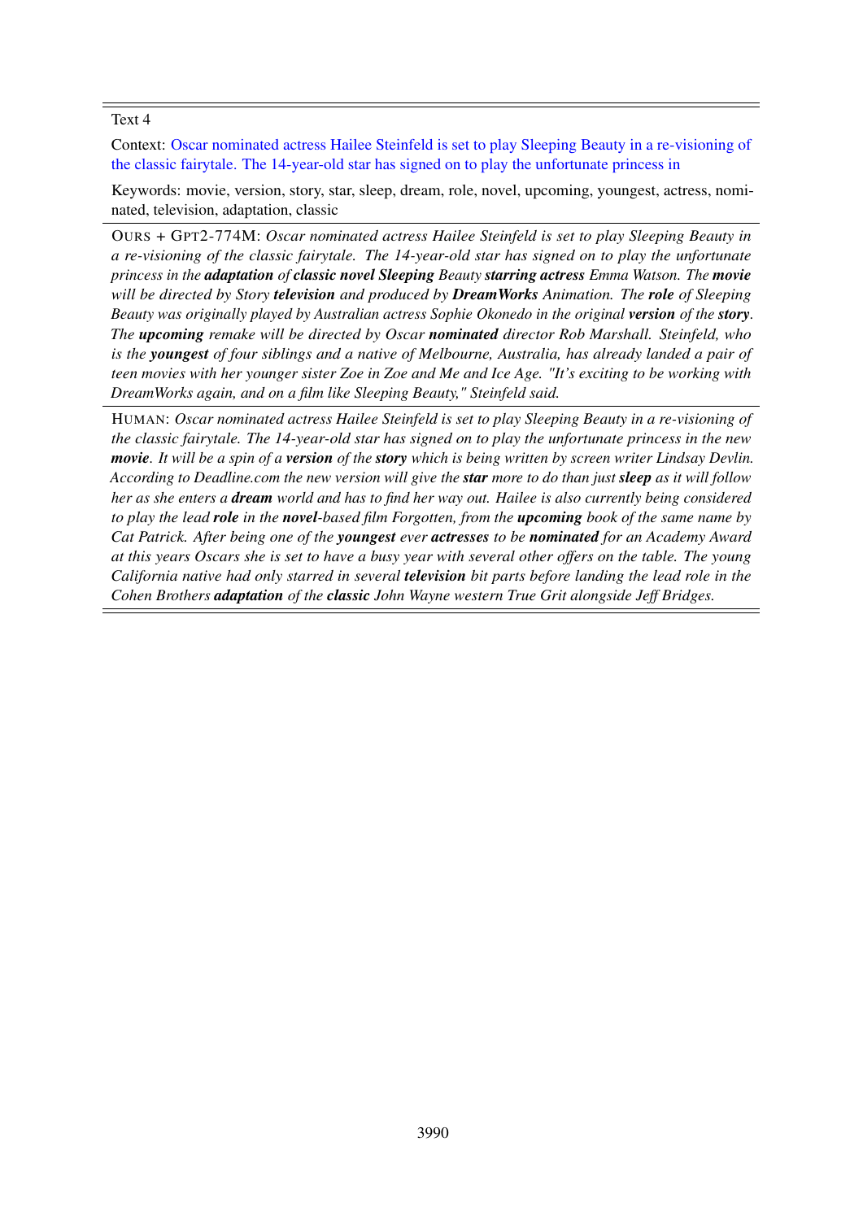Text 4

Context: Oscar nominated actress Hailee Steinfeld is set to play Sleeping Beauty in a re-visioning of the classic fairytale. The 14-year-old star has signed on to play the unfortunate princess in

Keywords: movie, version, story, star, sleep, dream, role, novel, upcoming, youngest, actress, nominated, television, adaptation, classic

OURS + GPT2-774M: *Oscar nominated actress Hailee Steinfeld is set to play Sleeping Beauty in a re-visioning of the classic fairytale. The 14-year-old star has signed on to play the unfortunate princess in the* ***adaptation*** *of* ***classic novel Sleeping*** *Beauty* ***starring actress*** *Emma Watson. The* ***movie*** *will be directed by Story* ***television*** *and produced by* ***DreamWorks*** *Animation. The* ***role*** *of Sleeping Beauty was originally played by Australian actress Sophie Okonedo in the original* ***version*** *of the* ***story****. The* ***upcoming*** *remake will be directed by Oscar* ***nominated*** *director Rob Marshall. Steinfeld, who is the* ***youngest*** *of four siblings and a native of Melbourne, Australia, has already landed a pair of teen movies with her younger sister Zoe in Zoe and Me and Ice Age. "It's exciting to be working with DreamWorks again, and on a film like Sleeping Beauty," Steinfeld said.*

HUMAN: *Oscar nominated actress Hailee Steinfeld is set to play Sleeping Beauty in a re-visioning of the classic fairytale. The 14-year-old star has signed on to play the unfortunate princess in the new* ***movie****. It will be a spin of a* ***version*** *of the* ***story*** *which is being written by screen writer Lindsay Devlin. According to Deadline.com the new version will give the* ***star*** *more to do than just* ***sleep*** *as it will follow her as she enters a* ***dream*** *world and has to find her way out. Hailee is also currently being considered to play the lead* ***role*** *in the* ***novel****-based film Forgotten, from the* ***upcoming*** *book of the same name by Cat Patrick. After being one of the* ***youngest*** *ever* ***actresses*** *to be* ***nominated*** *for an Academy Award at this years Oscars she is set to have a busy year with several other offers on the table. The young California native had only starred in several* ***television*** *bit parts before landing the lead role in the Cohen Brothers* ***adaptation*** *of the* ***classic*** *John Wayne western True Grit alongside Jeff Bridges.*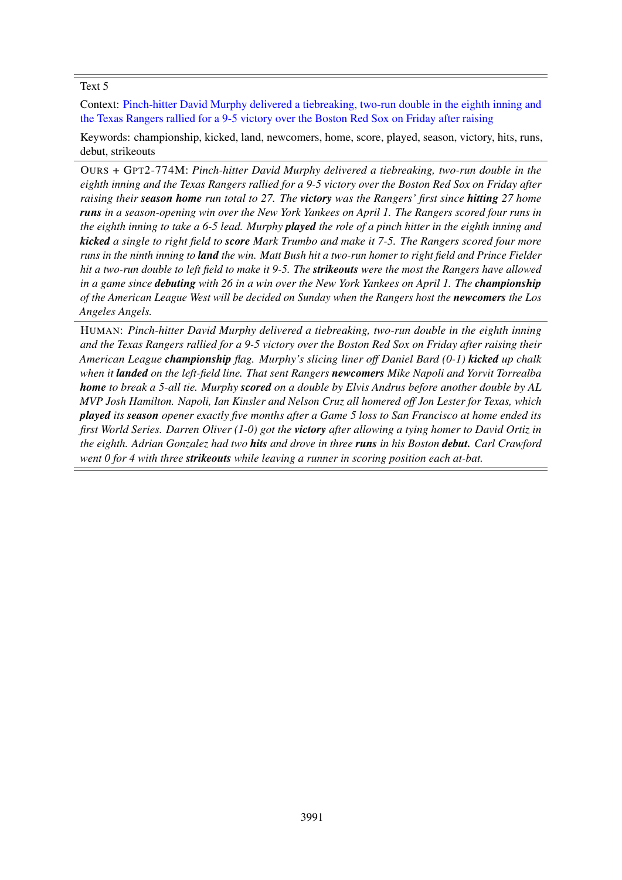Text 5

Context: Pinch-hitter David Murphy delivered a tiebreaking, two-run double in the eighth inning and the Texas Rangers rallied for a 9-5 victory over the Boston Red Sox on Friday after raising

Keywords: championship, kicked, land, newcomers, home, score, played, season, victory, hits, runs, debut, strikeouts

OURS + GPT2-774M: *Pinch-hitter David Murphy delivered a tiebreaking, two-run double in the eighth inning and the Texas Rangers rallied for a 9-5 victory over the Boston Red Sox on Friday after raising their **season home** run total to 27. The **victory** was the Rangers' first since **hitting** 27 home **runs** in a season-opening win over the New York Yankees on April 1. The Rangers scored four runs in the eighth inning to take a 6-5 lead. Murphy **played** the role of a pinch hitter in the eighth inning and **kicked** a single to right field to **score** Mark Trumbo and make it 7-5. The Rangers scored four more runs in the ninth inning to **land** the win. Matt Bush hit a two-run homer to right field and Prince Fielder hit a two-run double to left field to make it 9-5. The **strikeouts** were the most the Rangers have allowed in a game since **debuting** with 26 in a win over the New York Yankees on April 1. The **championship** of the American League West will be decided on Sunday when the Rangers host the **newcomers** the Los Angeles Angels.*

HUMAN: *Pinch-hitter David Murphy delivered a tiebreaking, two-run double in the eighth inning and the Texas Rangers rallied for a 9-5 victory over the Boston Red Sox on Friday after raising their American League **championship** flag. Murphy's slicing liner off Daniel Bard (0-1) **kicked** up chalk when it **landed** on the left-field line. That sent Rangers **newcomers** Mike Napoli and Yorvit Torrealba **home** to break a 5-all tie. Murphy **scored** on a double by Elvis Andrus before another double by AL MVP Josh Hamilton. Napoli, Ian Kinsler and Nelson Cruz all homered off Jon Lester for Texas, which **played** its **season** opener exactly five months after a Game 5 loss to San Francisco at home ended its first World Series. Darren Oliver (1-0) got the **victory** after allowing a tying homer to David Ortiz in the eighth. Adrian Gonzalez had two **hits** and drove in three **runs** in his Boston **debut.** Carl Crawford went 0 for 4 with three **strikeouts** while leaving a runner in scoring position each at-bat.*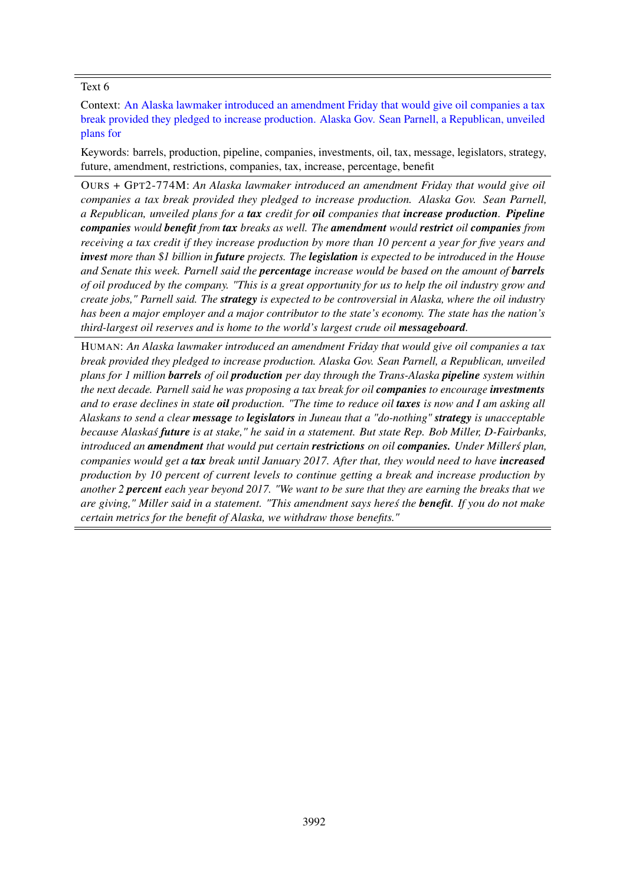Text 6

Context: An Alaska lawmaker introduced an amendment Friday that would give oil companies a tax break provided they pledged to increase production. Alaska Gov. Sean Parnell, a Republican, unveiled plans for

Keywords: barrels, production, pipeline, companies, investments, oil, tax, message, legislators, strategy, future, amendment, restrictions, companies, tax, increase, percentage, benefit

OURS + GPT2-774M: *An Alaska lawmaker introduced an amendment Friday that would give oil companies a tax break provided they pledged to increase production. Alaska Gov. Sean Parnell, a Republican, unveiled plans for a* ***tax*** *credit for* ***oil*** *companies that* ***increase production****.* ***Pipeline companies*** *would* ***benefit*** *from* ***tax*** *breaks as well. The* ***amendment*** *would* ***restrict*** *oil* ***companies*** *from receiving a tax credit if they increase production by more than 10 percent a year for five years and* ***invest*** *more than $1 billion in* ***future*** *projects. The* ***legislation*** *is expected to be introduced in the House and Senate this week. Parnell said the* ***percentage*** *increase would be based on the amount of* ***barrels*** *of oil produced by the company. "This is a great opportunity for us to help the oil industry grow and create jobs," Parnell said. The* ***strategy*** *is expected to be controversial in Alaska, where the oil industry has been a major employer and a major contributor to the state's economy. The state has the nation's third-largest oil reserves and is home to the world's largest crude oil* ***messageboard****.*

HUMAN: *An Alaska lawmaker introduced an amendment Friday that would give oil companies a tax break provided they pledged to increase production. Alaska Gov. Sean Parnell, a Republican, unveiled plans for 1 million* ***barrels*** *of oil* ***production*** *per day through the Trans-Alaska* ***pipeline*** *system within the next decade. Parnell said he was proposing a tax break for oil* ***companies*** *to encourage* ***investments*** *and to erase declines in state* ***oil*** *production. "The time to reduce oil* ***taxes*** *is now and I am asking all Alaskans to send a clear* ***message*** *to* ***legislators*** *in Juneau that a "do-nothing"* ***strategy*** *is unacceptable because Alaska's* ***future*** *is at stake," he said in a statement. But state Rep. Bob Miller, D-Fairbanks, introduced an* ***amendment*** *that would put certain* ***restrictions*** *on oil* ***companies.*** *Under Miller's plan, companies would get a* ***tax*** *break until January 2017. After that, they would need to have* ***increased*** *production by 10 percent of current levels to continue getting a break and increase production by another 2* ***percent*** *each year beyond 2017. "We want to be sure that they are earning the breaks that we are giving," Miller said in a statement. "This amendment says here's the* ***benefit****. If you do not make certain metrics for the benefit of Alaska, we withdraw those benefits."*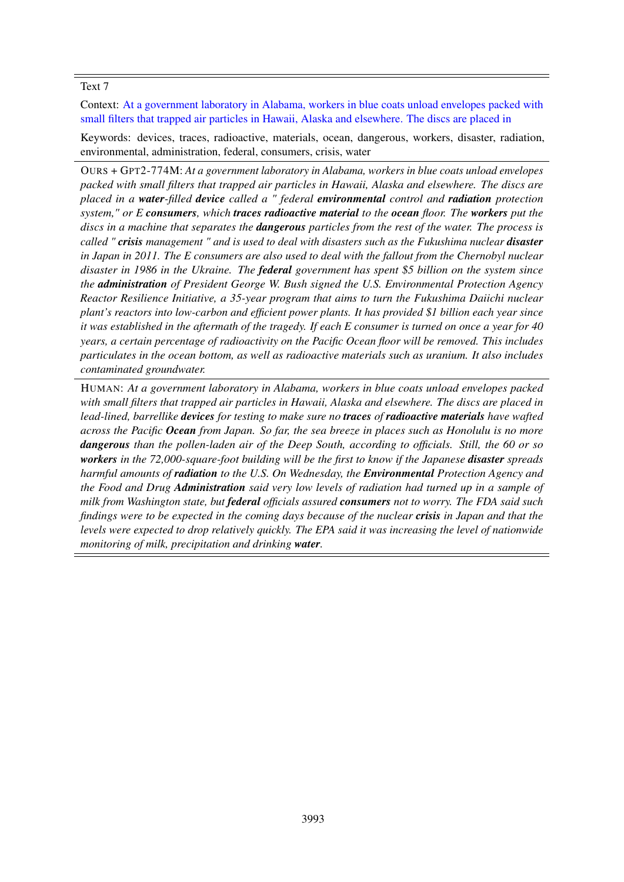Text 7

Context: At a government laboratory in Alabama, workers in blue coats unload envelopes packed with small filters that trapped air particles in Hawaii, Alaska and elsewhere. The discs are placed in

Keywords: devices, traces, radioactive, materials, ocean, dangerous, workers, disaster, radiation, environmental, administration, federal, consumers, crisis, water

---

OURS + GPT2-774M: *At a government laboratory in Alabama, workers in blue coats unload envelopes packed with small filters that trapped air particles in Hawaii, Alaska and elsewhere. The discs are placed in a **water**-filled **device** called a " federal **environmental** control and **radiation** protection system," or E **consumers**, which **traces radioactive material** to the **ocean** floor. The **workers** put the discs in a machine that separates the **dangerous** particles from the rest of the water. The process is called " **crisis** management " and is used to deal with disasters such as the Fukushima nuclear **disaster** in Japan in 2011. The E consumers are also used to deal with the fallout from the Chernobyl nuclear disaster in 1986 in the Ukraine. The **federal** government has spent $5 billion on the system since the **administration** of President George W. Bush signed the U.S. Environmental Protection Agency Reactor Resilience Initiative, a 35-year program that aims to turn the Fukushima Daiichi nuclear plant's reactors into low-carbon and efficient power plants. It has provided $1 billion each year since it was established in the aftermath of the tragedy. If each E consumer is turned on once a year for 40 years, a certain percentage of radioactivity on the Pacific Ocean floor will be removed. This includes particulates in the ocean bottom, as well as radioactive materials such as uranium. It also includes contaminated groundwater.*

---

HUMAN: *At a government laboratory in Alabama, workers in blue coats unload envelopes packed with small filters that trapped air particles in Hawaii, Alaska and elsewhere. The discs are placed in lead-lined, barrellike **devices** for testing to make sure no **traces** of **radioactive materials** have wafted across the Pacific **Ocean** from Japan. So far, the sea breeze in places such as Honolulu is no more **dangerous** than the pollen-laden air of the Deep South, according to officials. Still, the 60 or so **workers** in the 72,000-square-foot building will be the first to know if the Japanese **disaster** spreads harmful amounts of **radiation** to the U.S. On Wednesday, the **Environmental** Protection Agency and the Food and Drug **Administration** said very low levels of radiation had turned up in a sample of milk from Washington state, but **federal** officials assured **consumers** not to worry. The FDA said such findings were to be expected in the coming days because of the nuclear **crisis** in Japan and that the levels were expected to drop relatively quickly. The EPA said it was increasing the level of nationwide monitoring of milk, precipitation and drinking **water**.*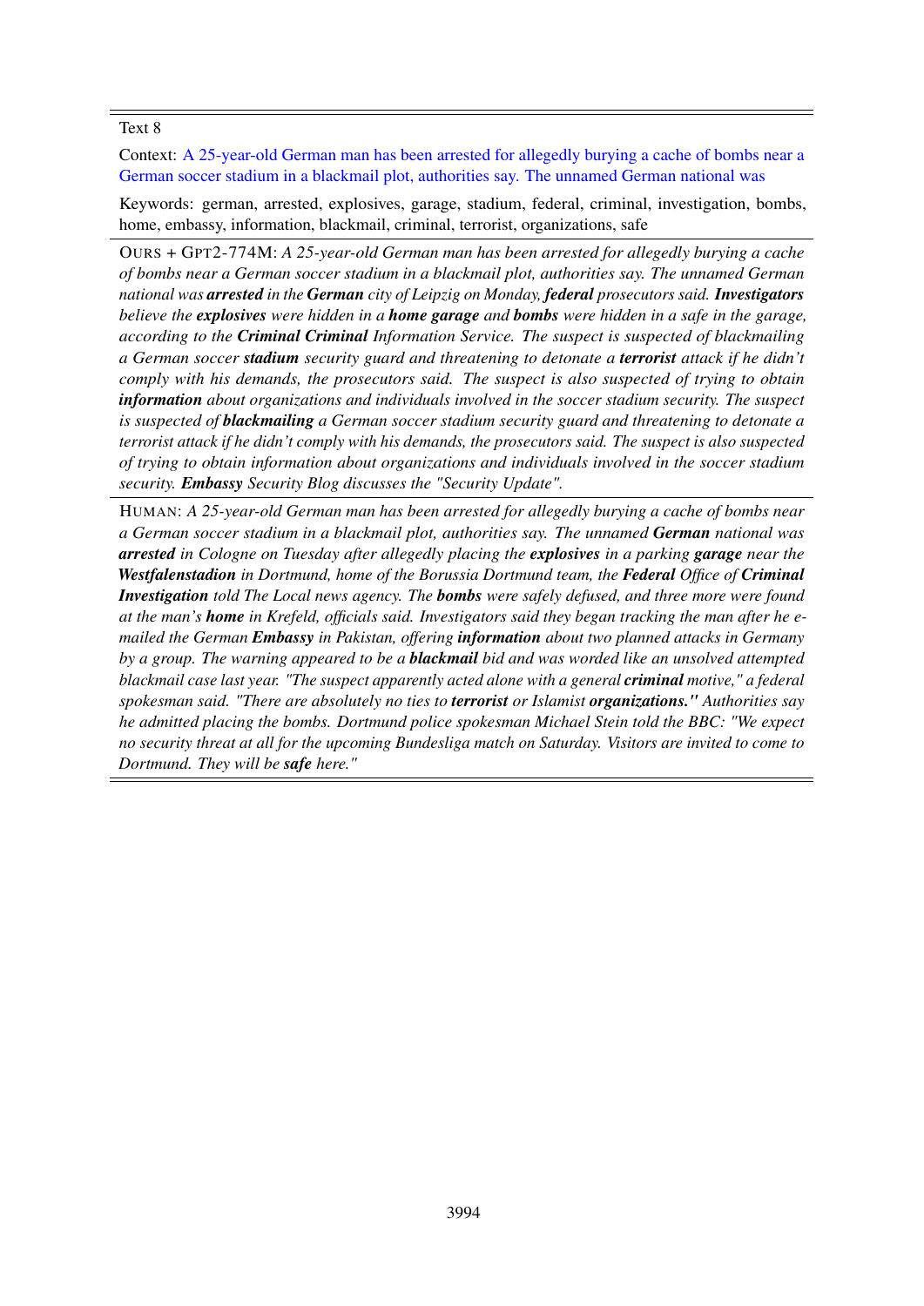Text 8

Context: A 25-year-old German man has been arrested for allegedly burying a cache of bombs near a German soccer stadium in a blackmail plot, authorities say. The unnamed German national was

Keywords: german, arrested, explosives, garage, stadium, federal, criminal, investigation, bombs, home, embassy, information, blackmail, criminal, terrorist, organizations, safe

---

OURS + GPT2-774M: *A 25-year-old German man has been arrested for allegedly burying a cache of bombs near a German soccer stadium in a blackmail plot, authorities say. The unnamed German national was **arrested** in the **German** city of Leipzig on Monday, **federal** prosecutors said. **Investigators** believe the **explosives** were hidden in a **home garage** and **bombs** were hidden in a safe in the garage, according to the **Criminal Criminal** Information Service. The suspect is suspected of blackmailing a German soccer **stadium** security guard and threatening to detonate a **terrorist** attack if he didn't comply with his demands, the prosecutors said. The suspect is also suspected of trying to obtain **information** about organizations and individuals involved in the soccer stadium security. The suspect is suspected of **blackmailing** a German soccer stadium security guard and threatening to detonate a terrorist attack if he didn't comply with his demands, the prosecutors said. The suspect is also suspected of trying to obtain information about organizations and individuals involved in the soccer stadium security. **Embassy** Security Blog discusses the "Security Update".*

---

HUMAN: *A 25-year-old German man has been arrested for allegedly burying a cache of bombs near a German soccer stadium in a blackmail plot, authorities say. The unnamed **German** national was **arrested** in Cologne on Tuesday after allegedly placing the **explosives** in a parking **garage** near the **Westfalenstadion** in Dortmund, home of the Borussia Dortmund team, the **Federal** Office of **Criminal Investigation** told The Local news agency. The **bombs** were safely defused, and three more were found at the man's **home** in Krefeld, officials said. Investigators said they began tracking the man after he e-mailed the German **Embassy** in Pakistan, offering **information** about two planned attacks in Germany by a group. The warning appeared to be a **blackmail** bid and was worded like an unsolved attempted blackmail case last year. "The suspect apparently acted alone with a general **criminal** motive," a federal spokesman said. "There are absolutely no ties to **terrorist** or Islamist **organizations."** Authorities say he admitted placing the bombs. Dortmund police spokesman Michael Stein told the BBC: "We expect no security threat at all for the upcoming Bundesliga match on Saturday. Visitors are invited to come to Dortmund. They will be **safe** here."*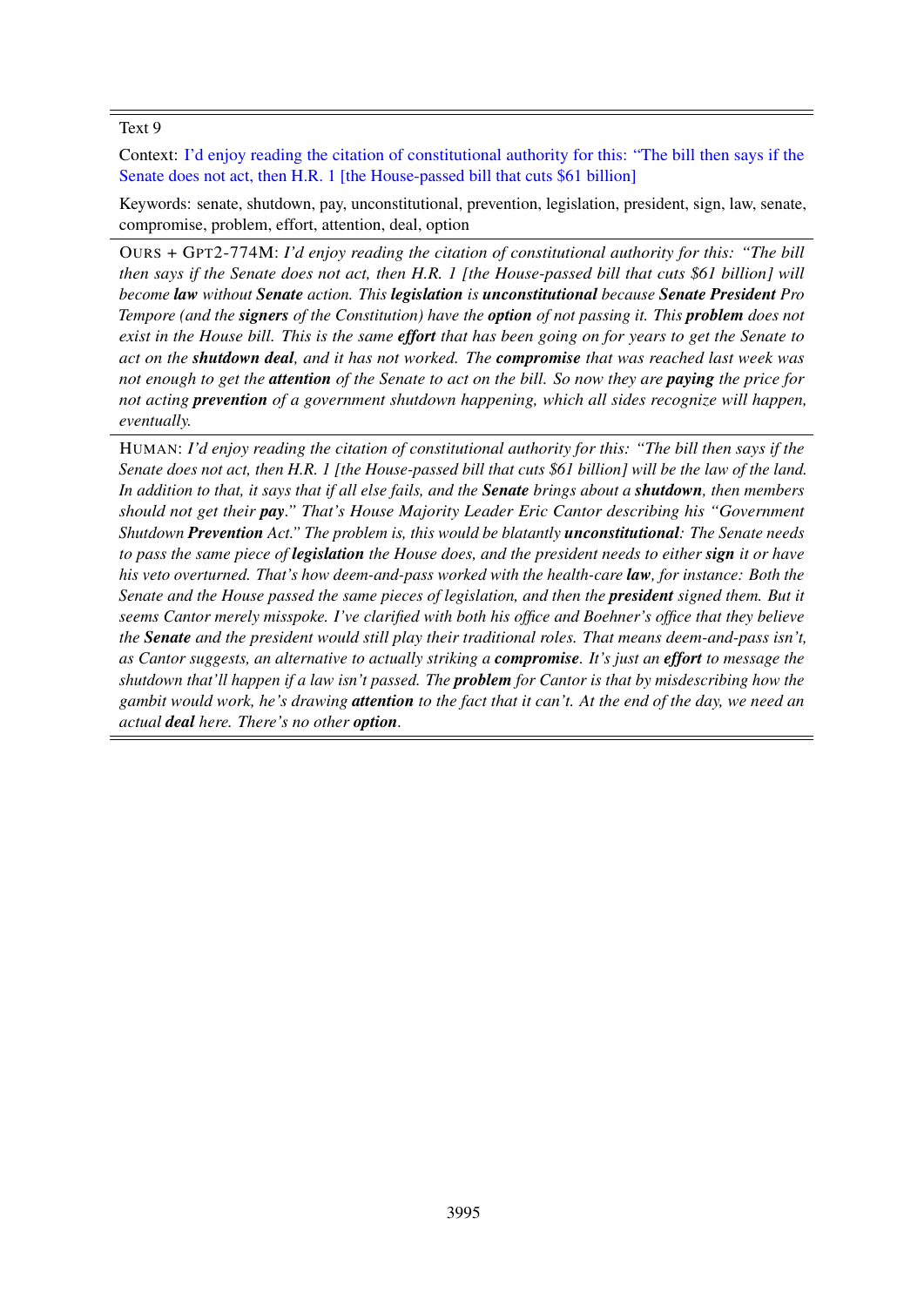Text 9

Context: I'd enjoy reading the citation of constitutional authority for this: "The bill then says if the Senate does not act, then H.R. 1 [the House-passed bill that cuts $61 billion]

Keywords: senate, shutdown, pay, unconstitutional, prevention, legislation, president, sign, law, senate, compromise, problem, effort, attention, deal, option

---

OURS + GPT2-774M: *I'd enjoy reading the citation of constitutional authority for this: "The bill then says if the Senate does not act, then H.R. 1 [the House-passed bill that cuts $61 billion] will become **law** without **Senate** action. This **legislation** is **unconstitutional** because **Senate President** Pro Tempore (and the **signers** of the Constitution) have the **option** of not passing it. This **problem** does not exist in the House bill. This is the same **effort** that has been going on for years to get the Senate to act on the **shutdown deal**, and it has not worked. The **compromise** that was reached last week was not enough to get the **attention** of the Senate to act on the bill. So now they are **paying** the price for not acting **prevention** of a government shutdown happening, which all sides recognize will happen, eventually.*

---

HUMAN: *I'd enjoy reading the citation of constitutional authority for this: "The bill then says if the Senate does not act, then H.R. 1 [the House-passed bill that cuts $61 billion] will be the law of the land. In addition to that, it says that if all else fails, and the **Senate** brings about a **shutdown**, then members should not get their **pay**." That's House Majority Leader Eric Cantor describing his "Government Shutdown **Prevention** Act." The problem is, this would be blatantly **unconstitutional**: The Senate needs to pass the same piece of **legislation** the House does, and the president needs to either **sign** it or have his veto overturned. That's how deem-and-pass worked with the health-care **law**, for instance: Both the Senate and the House passed the same pieces of legislation, and then the **president** signed them. But it seems Cantor merely misspoke. I've clarified with both his office and Boehner's office that they believe the **Senate** and the president would still play their traditional roles. That means deem-and-pass isn't, as Cantor suggests, an alternative to actually striking a **compromise**. It's just an **effort** to message the shutdown that'll happen if a law isn't passed. The **problem** for Cantor is that by misdescribing how the gambit would work, he's drawing **attention** to the fact that it can't. At the end of the day, we need an actual **deal** here. There's no other **option**.*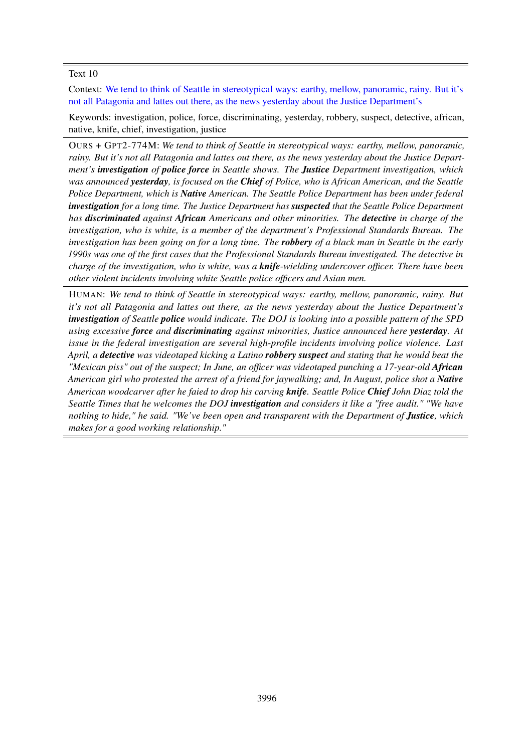Text 10

Context: We tend to think of Seattle in stereotypical ways: earthy, mellow, panoramic, rainy. But it's not all Patagonia and lattes out there, as the news yesterday about the Justice Department's

Keywords: investigation, police, force, discriminating, yesterday, robbery, suspect, detective, african, native, knife, chief, investigation, justice

OURS + GPT2-774M: *We tend to think of Seattle in stereotypical ways: earthy, mellow, panoramic, rainy. But it's not all Patagonia and lattes out there, as the news yesterday about the Justice Department's* ***investigation*** *of* ***police force*** *in Seattle shows. The* ***Justice*** *Department investigation, which was announced* ***yesterday****, is focused on the* ***Chief*** *of Police, who is African American, and the Seattle Police Department, which is* ***Native*** *American. The Seattle Police Department has been under federal* ***investigation*** *for a long time. The Justice Department has* ***suspected*** *that the Seattle Police Department has* ***discriminated*** *against* ***African*** *Americans and other minorities. The* ***detective*** *in charge of the investigation, who is white, is a member of the department's Professional Standards Bureau. The investigation has been going on for a long time. The* ***robbery*** *of a black man in Seattle in the early 1990s was one of the first cases that the Professional Standards Bureau investigated. The detective in charge of the investigation, who is white, was a* ***knife****-wielding undercover officer. There have been other violent incidents involving white Seattle police officers and Asian men.*

HUMAN: *We tend to think of Seattle in stereotypical ways: earthy, mellow, panoramic, rainy. But it's not all Patagonia and lattes out there, as the news yesterday about the Justice Department's* ***investigation*** *of Seattle* ***police*** *would indicate. The DOJ is looking into a possible pattern of the SPD using excessive* ***force*** *and* ***discriminating*** *against minorities, Justice announced here* ***yesterday****. At issue in the federal investigation are several high-profile incidents involving police violence. Last April, a* ***detective*** *was videotaped kicking a Latino* ***robbery suspect*** *and stating that he would beat the "Mexican piss" out of the suspect; In June, an officer was videotaped punching a 17-year-old* ***African*** *American girl who protested the arrest of a friend for jaywalking; and, In August, police shot a* ***Native*** *American woodcarver after he faied to drop his carving* ***knife****. Seattle Police* ***Chief*** *John Diaz told the Seattle Times that he welcomes the DOJ* ***investigation*** *and considers it like a "free audit." "We have nothing to hide," he said. "We've been open and transparent with the Department of* ***Justice****, which makes for a good working relationship."*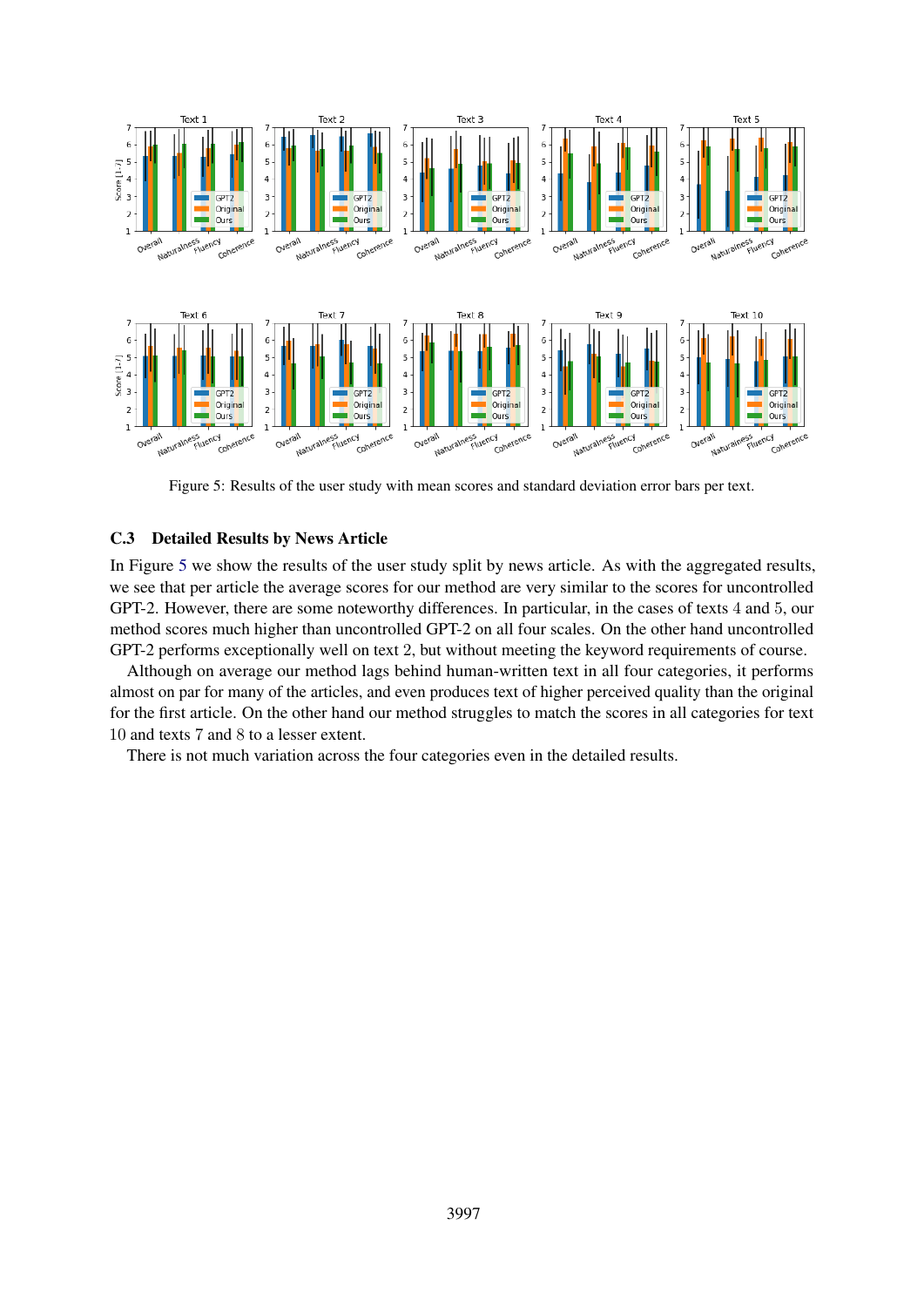Text 1

Score [1-7]

GPT2
Original
Ours

Overall Naturalness Fluency Coherence

Text 2

Text 3

Text 4

Text 5

Text 6

Text 7

Text 8

Text 9

Text 10

Figure 5: Results of the user study with mean scores and standard deviation error bars per text.

### C.3 Detailed Results by News Article

In Figure 5 we show the results of the user study split by news article. As with the aggregated results, we see that per article the average scores for our method are very similar to the scores for uncontrolled GPT-2. However, there are some noteworthy differences. In particular, in the cases of texts 4 and 5, our method scores much higher than uncontrolled GPT-2 on all four scales. On the other hand uncontrolled GPT-2 performs exceptionally well on text 2, but without meeting the keyword requirements of course.

Although on average our method lags behind human-written text in all four categories, it performs almost on par for many of the articles, and even produces text of higher perceived quality than the original for the first article. On the other hand our method struggles to match the scores in all categories for text 10 and texts 7 and 8 to a lesser extent.

There is not much variation across the four categories even in the detailed results.